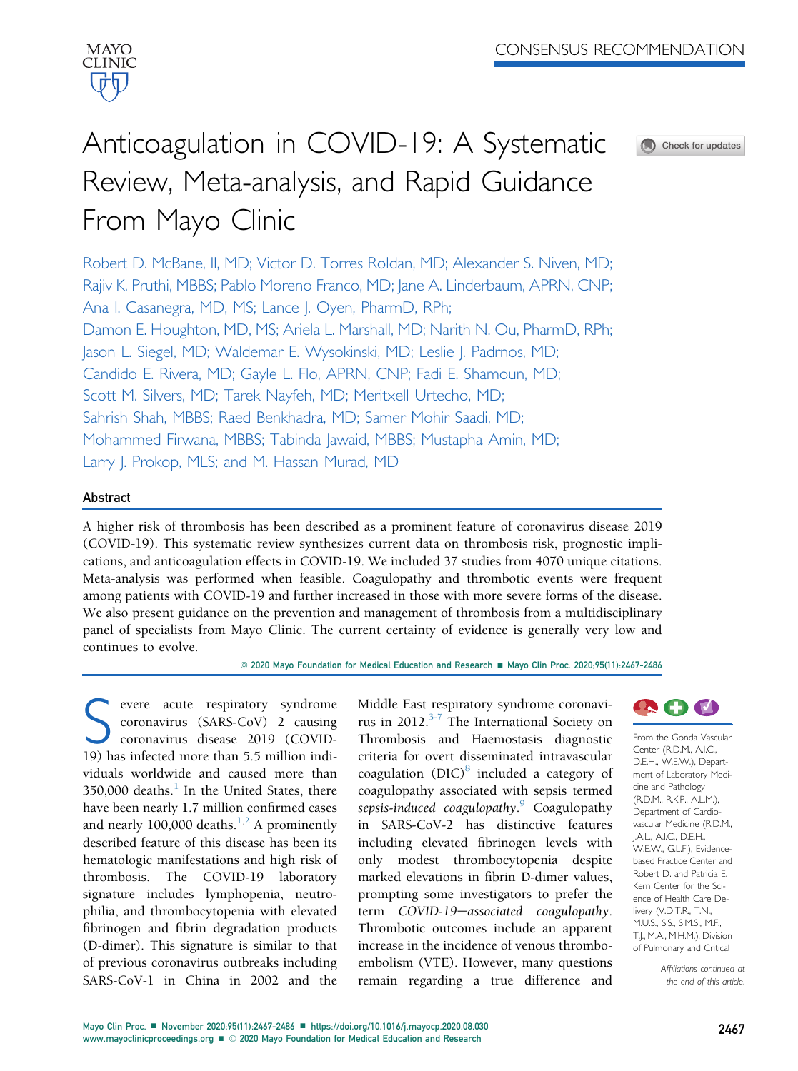CONSENSUS RECOMMENDATION

# Anticoagulation in COVID-19: A Systematic Review, Meta-analysis, and Rapid Guidance From Mayo Clinic

Robert D. McBane, II, MD; Victor D. Torres Roldan, MD; Alexander S. Niven, MD; Rajiv K. Pruthi, MBBS; Pablo Moreno Franco, MD; Jane A. Linderbaum, APRN, CNP; Ana I. Casanegra, MD, MS; Lance J. Oyen, PharmD, RPh; Damon E. Houghton, MD, MS; Ariela L. Marshall, MD; Narith N. Ou, PharmD, RPh; Jason L. Siegel, MD; Waldemar E. Wysokinski, MD; Leslie J. Padrnos, MD; Candido E. Rivera, MD; Gayle L. Flo, APRN, CNP; Fadi E. Shamoun, MD; Scott M. Silvers, MD; Tarek Nayfeh, MD; Meritxell Urtecho, MD; Sahrish Shah, MBBS; Raed Benkhadra, MD; Samer Mohir Saadi, MD; Mohammed Firwana, MBBS; Tabinda Jawaid, MBBS; Mustapha Amin, MD; Larry J. Prokop, MLS; and M. Hassan Murad, MD

## Abstract

A higher risk of thrombosis has been described as a prominent feature of coronavirus disease 2019 (COVID-19). This systematic review synthesizes current data on thrombosis risk, prognostic implications, and anticoagulation effects in COVID-19. We included 37 studies from 4070 unique citations. Meta-analysis was performed when feasible. Coagulopathy and thrombotic events were frequent among patients with COVID-19 and further increased in those with more severe forms of the disease. We also present guidance on the prevention and management of thrombosis from a multidisciplinary panel of specialists from Mayo Clinic. The current certainty of evidence is generally very low and continues to evolve.

© 2020 Mayo Foundation for Medical Education and Research ■ Mayo Clin Proc. 2020;95(11):2467-2486

Severe acute respiratory syndrome coronavirus (SARS-CoV) 2 causing coronavirus disease 2019 (COVID-19) has infected more than 5.5 million individuals worldwide and caused more than 350,000 deaths.[1] In the United States, there have been nearly 1.7 million confirmed cases and nearly 100,000 deaths.[1,2] A prominently described feature of this disease has been its hematologic manifestations and high risk of thrombosis. The COVID-19 laboratory signature includes lymphopenia, neutrophilia, and thrombocytopenia with elevated fibrinogen and fibrin degradation products (D-dimer). This signature is similar to that of previous coronavirus outbreaks including SARS-CoV-1 in China in 2002 and the Middle East respiratory syndrome coronavirus in 2012.[3-7] The International Society on Thrombosis and Haemostasis diagnostic criteria for overt disseminated intravascular coagulation (DIC)[8] included a category of coagulopathy associated with sepsis termed *sepsis-induced coagulopathy*.[9] Coagulopathy in SARS-CoV-2 has distinctive features including elevated fibrinogen levels with only modest thrombocytopenia despite marked elevations in fibrin D-dimer values, prompting some investigators to prefer the term *COVID-19–associated coagulopathy*. Thrombotic outcomes include an apparent increase in the incidence of venous thromboembolism (VTE). However, many questions remain regarding a true difference and

From the Gonda Vascular Center (R.D.M., A.I.C., D.E.H., W.E.W.), Department of Laboratory Medicine and Pathology (R.D.M., R.K.P., A.L.M.), Department of Cardiovascular Medicine (R.D.M., J.A.L., A.I.C., D.E.H., W.E.W., G.L.F.), Evidence-based Practice Center and Robert D. and Patricia E. Kern Center for the Science of Health Care Delivery (V.D.T.R., T.N., M.U.S., S.S., S.M.S., M.F., T.J., M.A., M.H.M.), Division of Pulmonary and Critical

*Affiliations continued at the end of this article.*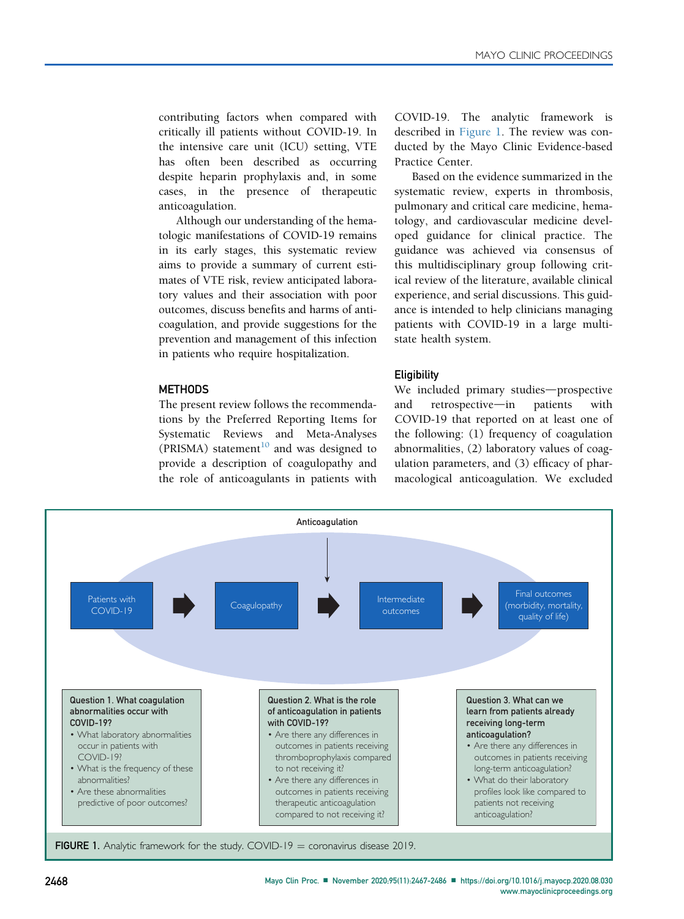contributing factors when compared with critically ill patients without COVID-19. In the intensive care unit (ICU) setting, VTE has often been described as occurring despite heparin prophylaxis and, in some cases, in the presence of therapeutic anticoagulation.

Although our understanding of the hematologic manifestations of COVID-19 remains in its early stages, this systematic review aims to provide a summary of current estimates of VTE risk, review anticipated laboratory values and their association with poor outcomes, discuss benefits and harms of anticoagulation, and provide suggestions for the prevention and management of this infection in patients who require hospitalization.

## METHODS

The present review follows the recommendations by the Preferred Reporting Items for Systematic Reviews and Meta-Analyses (PRISMA) statement[10] and was designed to provide a description of coagulopathy and the role of anticoagulants in patients with COVID-19. The analytic framework is described in Figure 1. The review was conducted by the Mayo Clinic Evidence-based Practice Center.

Based on the evidence summarized in the systematic review, experts in thrombosis, pulmonary and critical care medicine, hematology, and cardiovascular medicine developed guidance for clinical practice. The guidance was achieved via consensus of this multidisciplinary group following critical review of the literature, available clinical experience, and serial discussions. This guidance is intended to help clinicians managing patients with COVID-19 in a large multistate health system.

### Eligibility

We included primary studies—prospective and retrospective—in patients with COVID-19 that reported on at least one of the following: (1) frequency of coagulation abnormalities, (2) laboratory values of coagulation parameters, and (3) efficacy of pharmacological anticoagulation. We excluded

Anticoagulation

Patients with COVID-19 → Coagulopathy → Intermediate outcomes → Final outcomes (morbidity, mortality, quality of life)

**Question 1. What coagulation abnormalities occur with COVID-19?**
- What laboratory abnormalities occur in patients with COVID-19?
- What is the frequency of these abnormalities?
- Are these abnormalities predictive of poor outcomes?

**Question 2. What is the role of anticoagulation in patients with COVID-19?**
- Are there any differences in outcomes in patients receiving thromboprophylaxis compared to not receiving it?
- Are there any differences in outcomes in patients receiving therapeutic anticoagulation compared to not receiving it?

**Question 3. What can we learn from patients already receiving long-term anticoagulation?**
- Are there any differences in outcomes in patients receiving long-term anticoagulation?
- What do their laboratory profiles look like compared to patients not receiving anticoagulation?

**FIGURE 1.** Analytic framework for the study. COVID-19 = coronavirus disease 2019.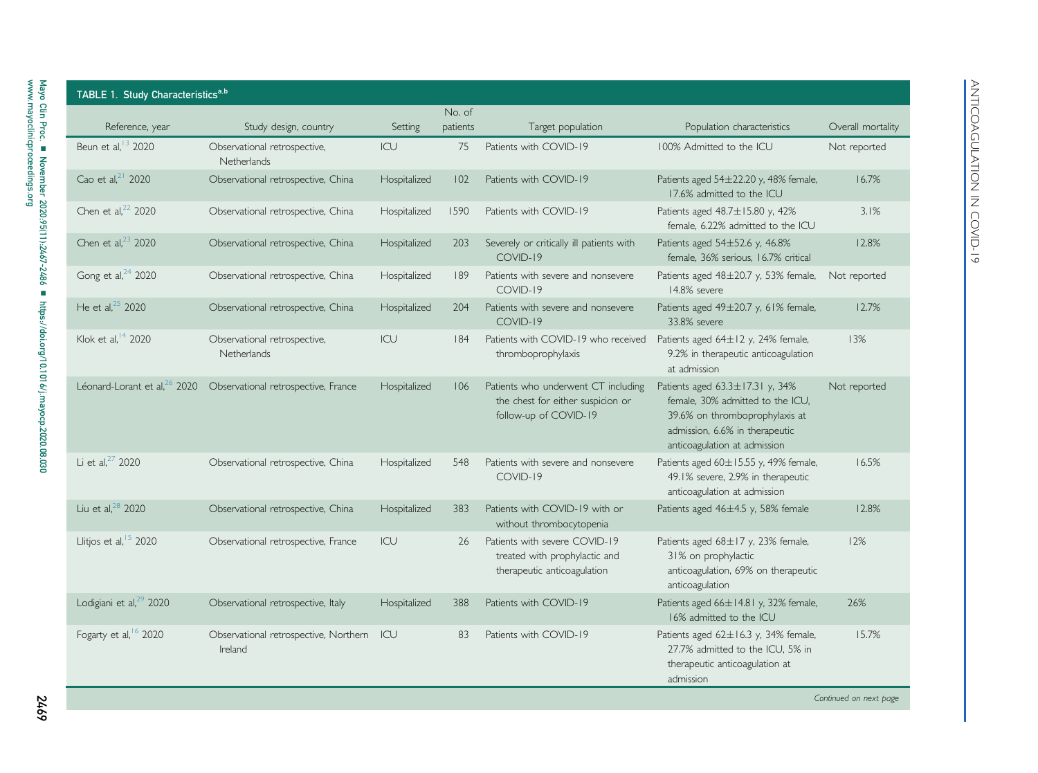**TABLE 1. Study Characteristics[a,b]**

| Reference, year | Study design, country | Setting | No. of patients | Target population | Population characteristics | Overall mortality |
|---|---|---|---|---|---|---|
| Beun et al,[13] 2020 | Observational retrospective, Netherlands | ICU | 75 | Patients with COVID-19 | 100% Admitted to the ICU | Not reported |
| Cao et al,[21] 2020 | Observational retrospective, China | Hospitalized | 102 | Patients with COVID-19 | Patients aged 54±22.20 y, 48% female, 17.6% admitted to the ICU | 16.7% |
| Chen et al,[22] 2020 | Observational retrospective, China | Hospitalized | 1590 | Patients with COVID-19 | Patients aged 48.7±15.80 y, 42% female, 6.22% admitted to the ICU | 3.1% |
| Chen et al,[23] 2020 | Observational retrospective, China | Hospitalized | 203 | Severely or critically ill patients with COVID-19 | Patients aged 54±52.6 y, 46.8% female, 36% serious, 16.7% critical | 12.8% |
| Gong et al,[24] 2020 | Observational retrospective, China | Hospitalized | 189 | Patients with severe and nonsevere COVID-19 | Patients aged 48±20.7 y, 53% female, 14.8% severe | Not reported |
| He et al,[25] 2020 | Observational retrospective, China | Hospitalized | 204 | Patients with severe and nonsevere COVID-19 | Patients aged 49±20.7 y, 61% female, 33.8% severe | 12.7% |
| Klok et al,[14] 2020 | Observational retrospective, Netherlands | ICU | 184 | Patients with COVID-19 who received thromboprophylaxis | Patients aged 64±12 y, 24% female, 9.2% in therapeutic anticoagulation at admission | 13% |
| Léonard-Lorant et al,[26] 2020 | Observational retrospective, France | Hospitalized | 106 | Patients who underwent CT including the chest for either suspicion or follow-up of COVID-19 | Patients aged 63.3±17.31 y, 34% female, 30% admitted to the ICU, 39.6% on thromboprophylaxis at admission, 6.6% in therapeutic anticoagulation at admission | Not reported |
| Li et al,[27] 2020 | Observational retrospective, China | Hospitalized | 548 | Patients with severe and nonsevere COVID-19 | Patients aged 60±15.55 y, 49% female, 49.1% severe, 2.9% in therapeutic anticoagulation at admission | 16.5% |
| Liu et al,[28] 2020 | Observational retrospective, China | Hospitalized | 383 | Patients with COVID-19 with or without thrombocytopenia | Patients aged 46±4.5 y, 58% female | 12.8% |
| Llitjos et al,[15] 2020 | Observational retrospective, France | ICU | 26 | Patients with severe COVID-19 treated with prophylactic and therapeutic anticoagulation | Patients aged 68±17 y, 23% female, 31% on prophylactic anticoagulation, 69% on therapeutic anticoagulation | 12% |
| Lodigiani et al,[29] 2020 | Observational retrospective, Italy | Hospitalized | 388 | Patients with COVID-19 | Patients aged 66±14.81 y, 32% female, 16% admitted to the ICU | 26% |
| Fogarty et al,[16] 2020 | Observational retrospective, Northern Ireland | ICU | 83 | Patients with COVID-19 | Patients aged 62±16.3 y, 34% female, 27.7% admitted to the ICU, 5% in therapeutic anticoagulation at admission | 15.7% |

*Continued on next page*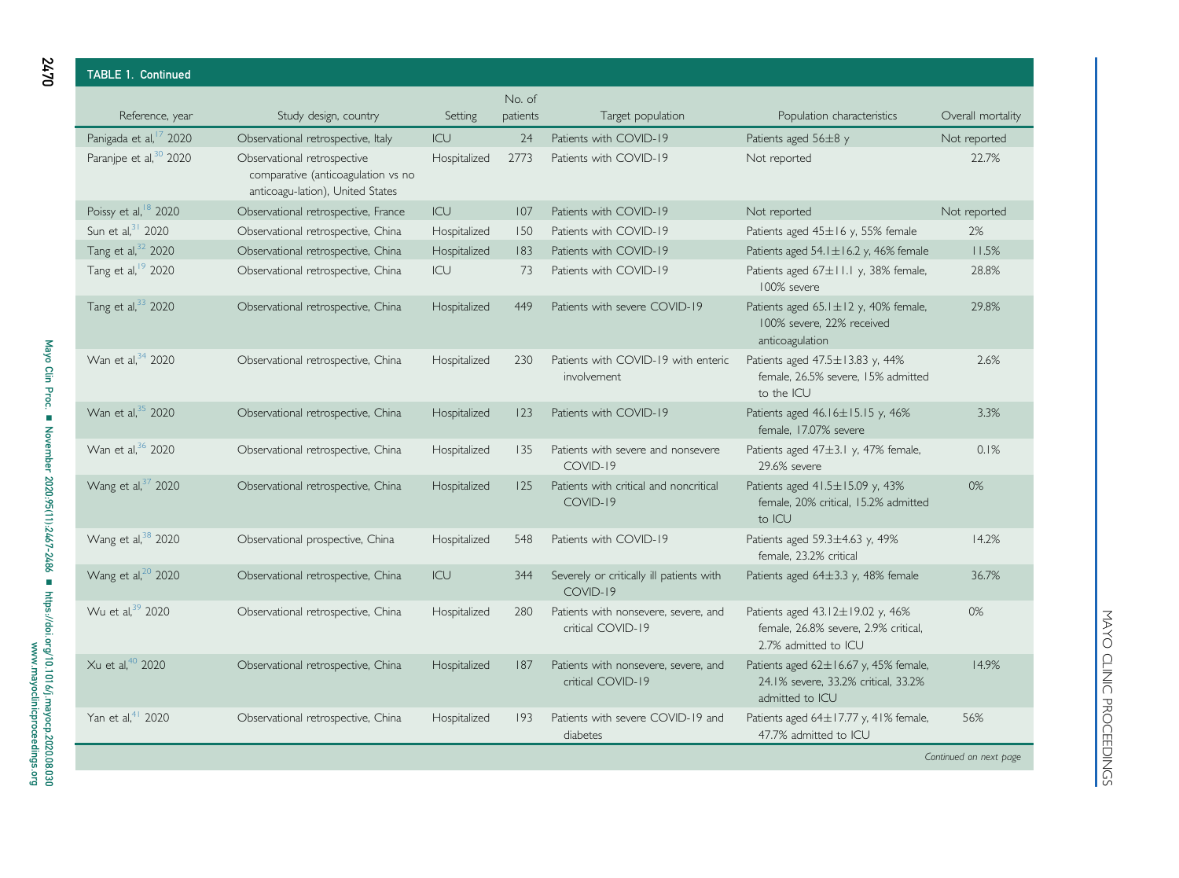**TABLE 1. Continued**

| Reference, year | Study design, country | Setting | No. of patients | Target population | Population characteristics | Overall mortality |
|---|---|---|---|---|---|---|
| Panigada et al,[17] 2020 | Observational retrospective, Italy | ICU | 24 | Patients with COVID-19 | Patients aged 56±8 y | Not reported |
| Paranjpe et al,[30] 2020 | Observational retrospective comparative (anticoagulation vs no anticoagu-lation), United States | Hospitalized | 2773 | Patients with COVID-19 | Not reported | 22.7% |
| Poissy et al,[18] 2020 | Observational retrospective, France | ICU | 107 | Patients with COVID-19 | Not reported | Not reported |
| Sun et al,[31] 2020 | Observational retrospective, China | Hospitalized | 150 | Patients with COVID-19 | Patients aged 45±16 y, 55% female | 2% |
| Tang et al,[32] 2020 | Observational retrospective, China | Hospitalized | 183 | Patients with COVID-19 | Patients aged 54.1±16.2 y, 46% female | 11.5% |
| Tang et al,[19] 2020 | Observational retrospective, China | ICU | 73 | Patients with COVID-19 | Patients aged 67±11.1 y, 38% female, 100% severe | 28.8% |
| Tang et al,[33] 2020 | Observational retrospective, China | Hospitalized | 449 | Patients with severe COVID-19 | Patients aged 65.1±12 y, 40% female, 100% severe, 22% received anticoagulation | 29.8% |
| Wan et al,[34] 2020 | Observational retrospective, China | Hospitalized | 230 | Patients with COVID-19 with enteric involvement | Patients aged 47.5±13.83 y, 44% female, 26.5% severe, 15% admitted to the ICU | 2.6% |
| Wan et al,[35] 2020 | Observational retrospective, China | Hospitalized | 123 | Patients with COVID-19 | Patients aged 46.16±15.15 y, 46% female, 17.07% severe | 3.3% |
| Wan et al,[36] 2020 | Observational retrospective, China | Hospitalized | 135 | Patients with severe and nonsevere COVID-19 | Patients aged 47±3.1 y, 47% female, 29.6% severe | 0.1% |
| Wang et al,[37] 2020 | Observational retrospective, China | Hospitalized | 125 | Patients with critical and noncritical COVID-19 | Patients aged 41.5±15.09 y, 43% female, 20% critical, 15.2% admitted to ICU | 0% |
| Wang et al,[38] 2020 | Observational prospective, China | Hospitalized | 548 | Patients with COVID-19 | Patients aged 59.3±4.63 y, 49% female, 23.2% critical | 14.2% |
| Wang et al,[20] 2020 | Observational retrospective, China | ICU | 344 | Severely or critically ill patients with COVID-19 | Patients aged 64±3.3 y, 48% female | 36.7% |
| Wu et al,[39] 2020 | Observational retrospective, China | Hospitalized | 280 | Patients with nonsevere, severe, and critical COVID-19 | Patients aged 43.12±19.02 y, 46% female, 26.8% severe, 2.9% critical, 2.7% admitted to ICU | 0% |
| Xu et al,[40] 2020 | Observational retrospective, China | Hospitalized | 187 | Patients with nonsevere, severe, and critical COVID-19 | Patients aged 62±16.67 y, 45% female, 24.1% severe, 33.2% critical, 33.2% admitted to ICU | 14.9% |
| Yan et al,[41] 2020 | Observational retrospective, China | Hospitalized | 193 | Patients with severe COVID-19 and diabetes | Patients aged 64±17.77 y, 41% female, 47.7% admitted to ICU | 56% |

*Continued on next page*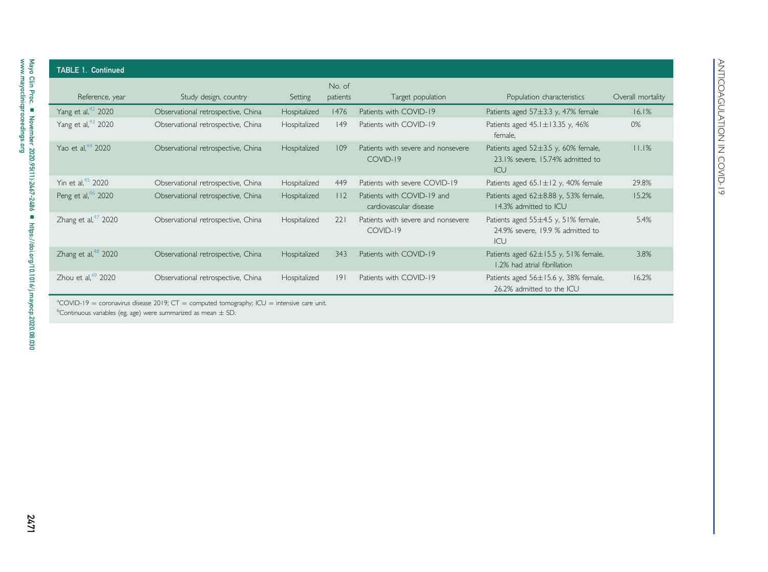**TABLE 1. Continued**

| Reference, year | Study design, country | Setting | No. of patients | Target population | Population characteristics | Overall mortality |
|---|---|---|---|---|---|---|
| Yang et al,[42] 2020 | Observational retrospective, China | Hospitalized | 1476 | Patients with COVID-19 | Patients aged 57±3.3 y, 47% female | 16.1% |
| Yang et al,[43] 2020 | Observational retrospective, China | Hospitalized | 149 | Patients with COVID-19 | Patients aged 45.1±13.35 y, 46% female, | 0% |
| Yao et al,[44] 2020 | Observational retrospective, China | Hospitalized | 109 | Patients with severe and nonsevere COVID-19 | Patients aged 52±3.5 y, 60% female, 23.1% severe, 15.74% admitted to ICU | 11.1% |
| Yin et al,[45] 2020 | Observational retrospective, China | Hospitalized | 449 | Patients with severe COVID-19 | Patients aged 65.1±12 y, 40% female | 29.8% |
| Peng et al,[46] 2020 | Observational retrospective, China | Hospitalized | 112 | Patients with COVID-19 and cardiovascular disease | Patients aged 62±8.88 y, 53% female, 14.3% admitted to ICU | 15.2% |
| Zhang et al,[47] 2020 | Observational retrospective, China | Hospitalized | 221 | Patients with severe and nonsevere COVID-19 | Patients aged 55±4.5 y, 51% female, 24.9% severe, 19.9 % admitted to ICU | 5.4% |
| Zhang et al,[48] 2020 | Observational retrospective, China | Hospitalized | 343 | Patients with COVID-19 | Patients aged 62±15.5 y, 51% female, 1.2% had atrial fibrillation | 3.8% |
| Zhou et al,[49] 2020 | Observational retrospective, China | Hospitalized | 191 | Patients with COVID-19 | Patients aged 56±15.6 y, 38% female, 26.2% admitted to the ICU | 16.2% |

[a]COVID-19 = coronavirus disease 2019; CT = computed tomography; ICU = intensive care unit.
[b]Continuous variables (eg, age) were summarized as mean ± SD.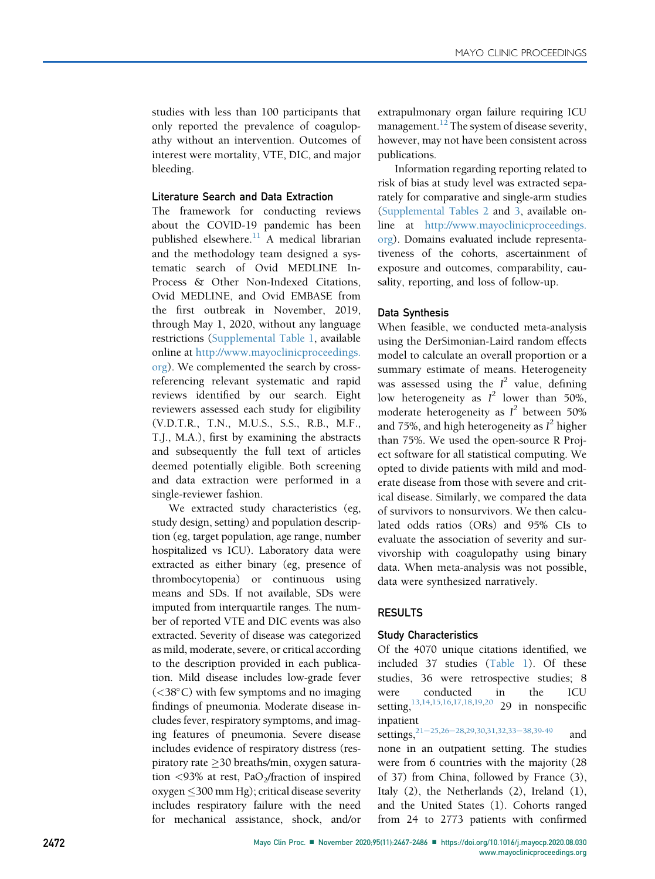studies with less than 100 participants that only reported the prevalence of coagulopathy without an intervention. Outcomes of interest were mortality, VTE, DIC, and major bleeding.

### Literature Search and Data Extraction

The framework for conducting reviews about the COVID-19 pandemic has been published elsewhere.[11] A medical librarian and the methodology team designed a systematic search of Ovid MEDLINE In-Process & Other Non-Indexed Citations, Ovid MEDLINE, and Ovid EMBASE from the first outbreak in November, 2019, through May 1, 2020, without any language restrictions (Supplemental Table 1, available online at http://www.mayoclinicproceedings.org). We complemented the search by cross-referencing relevant systematic and rapid reviews identified by our search. Eight reviewers assessed each study for eligibility (V.D.T.R., T.N., M.U.S., S.S., R.B., M.F., T.J., M.A.), first by examining the abstracts and subsequently the full text of articles deemed potentially eligible. Both screening and data extraction were performed in a single-reviewer fashion.

We extracted study characteristics (eg, study design, setting) and population description (eg, target population, age range, number hospitalized vs ICU). Laboratory data were extracted as either binary (eg, presence of thrombocytopenia) or continuous using means and SDs. If not available, SDs were imputed from interquartile ranges. The number of reported VTE and DIC events was also extracted. Severity of disease was categorized as mild, moderate, severe, or critical according to the description provided in each publication. Mild disease includes low-grade fever (<38°C) with few symptoms and no imaging findings of pneumonia. Moderate disease includes fever, respiratory symptoms, and imaging features of pneumonia. Severe disease includes evidence of respiratory distress (respiratory rate ≥30 breaths/min, oxygen saturation <93% at rest, $PaO_2$/fraction of inspired oxygen ≤300 mm Hg); critical disease severity includes respiratory failure with the need for mechanical assistance, shock, and/or extrapulmonary organ failure requiring ICU management.[12] The system of disease severity, however, may not have been consistent across publications.

Information regarding reporting related to risk of bias at study level was extracted separately for comparative and single-arm studies (Supplemental Tables 2 and 3, available online at http://www.mayoclinicproceedings.org). Domains evaluated include representativeness of the cohorts, ascertainment of exposure and outcomes, comparability, causality, reporting, and loss of follow-up.

### Data Synthesis

When feasible, we conducted meta-analysis using the DerSimonian-Laird random effects model to calculate an overall proportion or a summary estimate of means. Heterogeneity was assessed using the $I^2$ value, defining low heterogeneity as $I^2$ lower than 50%, moderate heterogeneity as $I^2$ between 50% and 75%, and high heterogeneity as $I^2$ higher than 75%. We used the open-source R Project software for all statistical computing. We opted to divide patients with mild and moderate disease from those with severe and critical disease. Similarly, we compared the data of survivors to nonsurvivors. We then calculated odds ratios (ORs) and 95% CIs to evaluate the association of severity and survivorship with coagulopathy using binary data. When meta-analysis was not possible, data were synthesized narratively.

## RESULTS

### Study Characteristics

Of the 4070 unique citations identified, we included 37 studies (Table 1). Of these studies, 36 were retrospective studies; 8 were conducted in the ICU setting,[13,14,15,16,17,18,19,20] 29 in nonspecific inpatient settings,[21-25,26-28,29,30,31,32,33-38,39-49] and none in an outpatient setting. The studies were from 6 countries with the majority (28 of 37) from China, followed by France (3), Italy (2), the Netherlands (2), Ireland (1), and the United States (1). Cohorts ranged from 24 to 2773 patients with confirmed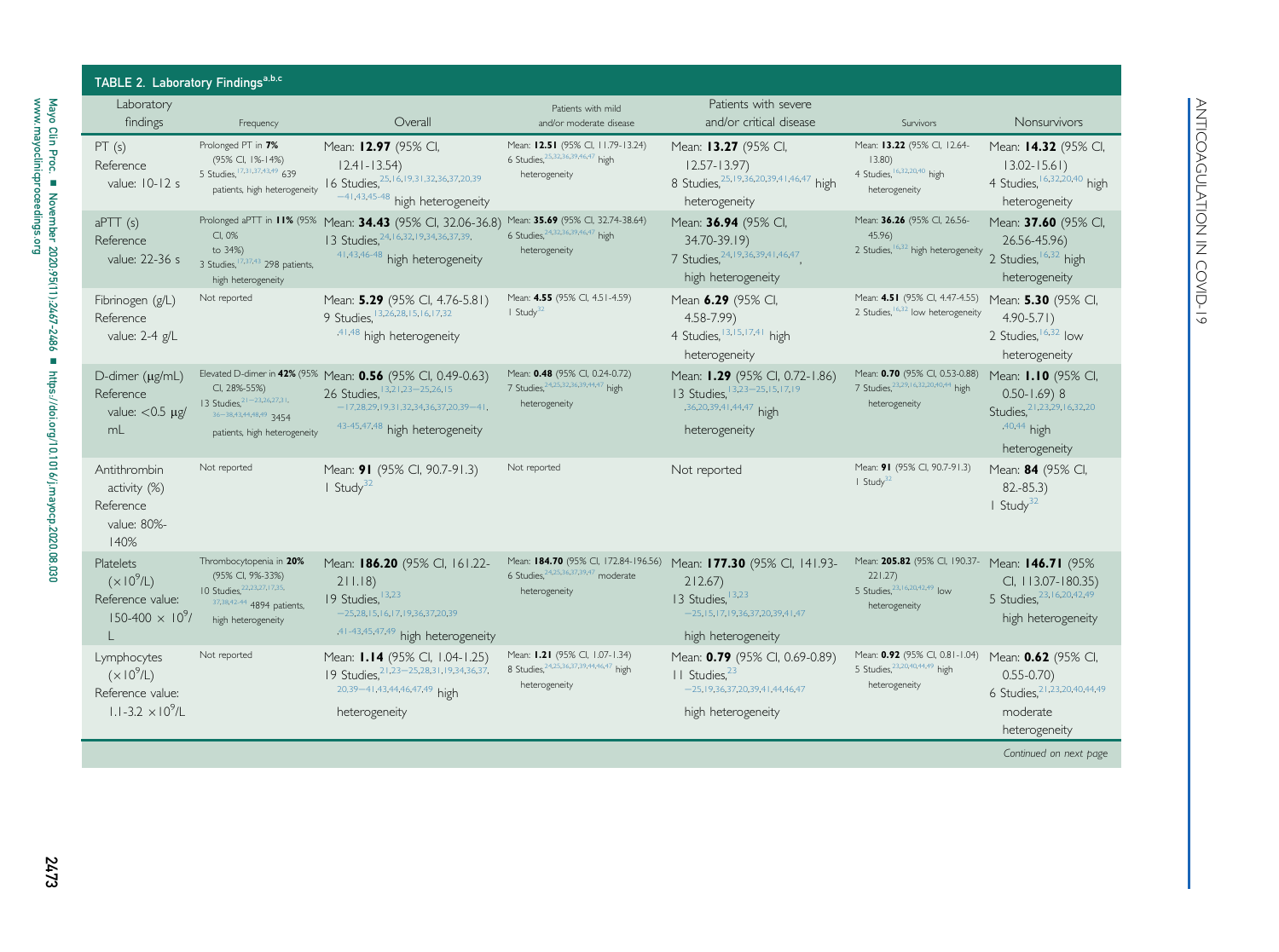TABLE 2. Laboratory Findings[a,b,c]

| Laboratory findings | Frequency | Overall | Patients with mild and/or moderate disease | Patients with severe and/or critical disease | Survivors | Nonsurvivors |
|---|---|---|---|---|---|---|
| PT (s) Reference value: 10-12 s | Prolonged PT in **7%** (95% CI, 1%-14%) 5 Studies,[17,31,37,43,49] 639 patients, high heterogeneity | Mean: **12.97** (95% CI, 12.41-13.54) 16 Studies,[25,16,19,31,32,36,37,20,39–41,43,45-48] high heterogeneity | Mean: **12.51** (95% CI, 11.79-13.24) 6 Studies,[25,32,36,39,46,47] high heterogeneity | Mean: **13.27** (95% CI, 12.57-13.97) 8 Studies,[25,19,36,20,39,41,46,47] high heterogeneity | Mean: **13.22** (95% CI, 12.64-13.80) 4 Studies,[16,32,20,40] high heterogeneity | Mean: **14.32** (95% CI, 13.02-15.61) 4 Studies,[16,32,20,40] high heterogeneity |
| aPTT (s) Reference value: 22-36 s | Prolonged aPTT in **11%** (95% CI, 0% to 34%) 3 Studies,[17,37,43] 298 patients, high heterogeneity | Mean: **34.43** (95% CI, 32.06-36.8) 13 Studies,[24,16,32,19,34,36,37,39,41,43,46-48] high heterogeneity | Mean: **35.69** (95% CI, 32.74-38.64) 6 Studies,[24,32,36,39,46,47] high heterogeneity | Mean: **36.94** (95% CI, 34.70-39.19) 7 Studies,[24,19,36,39,41,46,47], high heterogeneity | Mean: **36.26** (95% CI, 26.56-45.96) 2 Studies,[16,32] high heterogeneity | Mean: **37.60** (95% CI, 26.56-45.96) 2 Studies,[16,32] high heterogeneity |
| Fibrinogen (g/L) Reference value: 2-4 g/L | Not reported | Mean: **5.29** (95% CI, 4.76-5.81) 9 Studies,[13,26,28,15,16,17,32,41,48] high heterogeneity | Mean: **4.55** (95% CI, 4.51-4.59) 1 Study[32] | Mean **6.29** (95% CI, 4.58-7.99) 4 Studies,[13,15,17,41] high heterogeneity | Mean: **4.51** (95% CI, 4.47-4.55) 2 Studies,[16,32] low heterogeneity | Mean: **5.30** (95% CI, 4.90-5.71) 2 Studies,[16,32] low heterogeneity |
| D-dimer (μg/mL) Reference value: <0.5 μg/mL | Elevated D-dimer in **42%** (95% CI, 28%-55%) 13 Studies,[21–23,26,27,31,36–38,43,44,48,49] 3454 patients, high heterogeneity | Mean: **0.56** (95% CI, 0.49-0.63) 26 Studies,[13,21,23–25,26,15–17,28,29,19,31,32,34,36,37,20,39–41,43-45,47,48] high heterogeneity | Mean: **0.48** (95% CI, 0.24-0.72) 7 Studies,[24,25,32,36,39,44,47] high heterogeneity | Mean: **1.29** (95% CI, 0.72-1.86) 13 Studies,[13,23–25,15,17,19,36,20,39,41,44,47] high heterogeneity | Mean: **0.70** (95% CI, 0.53-0.88) 7 Studies,[23,29,16,32,20,40,44] high heterogeneity | Mean: **1.10** (95% CI, 0.50-1.69) 8 Studies,[21,23,29,16,32,20,40,44] high heterogeneity |
| Antithrombin activity (%) Reference value: 80%-140% | Not reported | Mean: **91** (95% CI, 90.7-91.3) 1 Study[32] | Not reported | Not reported | Mean: **91** (95% CI, 90.7-91.3) 1 Study[32] | Mean: **84** (95% CI, 82.-85.3) 1 Study[32] |
| Platelets ($\times 10^9$/L) Reference value: 150-400 $\times$ $10^9$/L | Thrombocytopenia in **20%** (95% CI, 9%-33%) 10 Studies,[22,23,27,17,35,37,38,42-44] 4894 patients, high heterogeneity | Mean: **186.20** (95% CI, 161.22-211.18) 19 Studies,[13,23–25,28,15,16,17,19,36,37,20,39,41-43,45,47,49] high heterogeneity | Mean: **184.70** (95% CI, 172.84-196.56) 6 Studies,[24,25,36,37,39,47] moderate heterogeneity | Mean: **177.30** (95% CI, 141.93-212.67) 13 Studies,[13,23–25,15,17,19,36,37,20,39,41,47] high heterogeneity | Mean: **205.82** (95% CI, 190.37-221.27) 5 Studies,[23,16,20,42,49] low heterogeneity | Mean: **146.71** (95% CI, 113.07-180.35) 5 Studies,[23,16,20,42,49] high heterogeneity |
| Lymphocytes ($\times 10^9$/L) Reference value: 1.1-3.2 $\times 10^9$/L | Not reported | Mean: **1.14** (95% CI, 1.04-1.25) 19 Studies,[21,23–25,28,31,19,34,36,37,20,39–41,43,44,46,47,49] high heterogeneity | Mean: **1.21** (95% CI, 1.07-1.34) 8 Studies,[24,25,36,37,39,44,46,47] high heterogeneity | Mean: **0.79** (95% CI, 0.69-0.89) 11 Studies,[23–25,19,36,37,20,39,41,44,46,47] high heterogeneity | Mean: **0.92** (95% CI, 0.81-1.04) 5 Studies,[23,20,40,44,49] high heterogeneity | Mean: **0.62** (95% CI, 0.55-0.70) 6 Studies,[21,23,20,40,44,49] moderate heterogeneity |

*Continued on next page*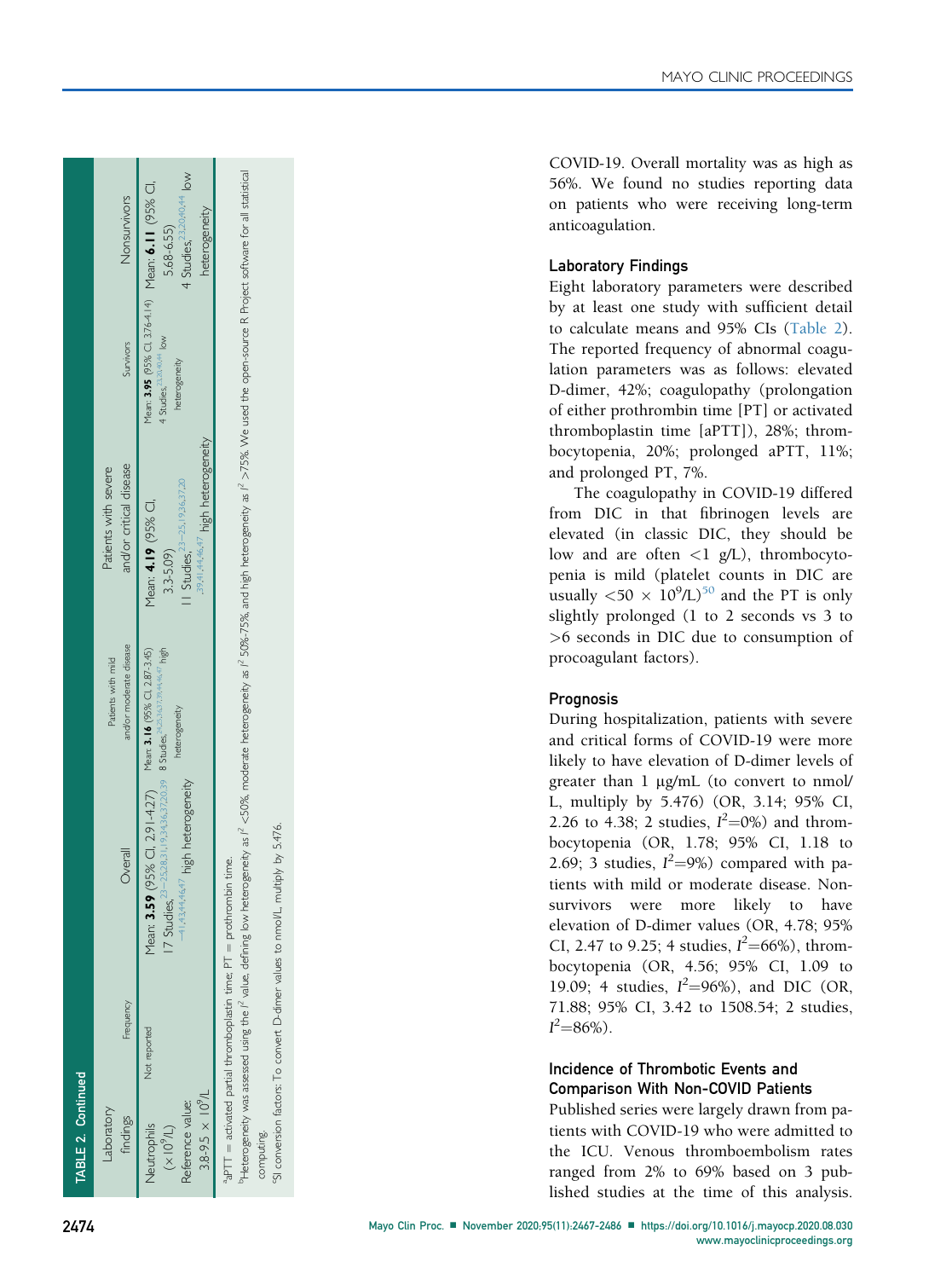**TABLE 2. Continued**

| Laboratory findings | Frequency | Overall | Patients with mild and/or moderate disease | Patients with severe and/or critical disease | Survivors | Nonsurvivors |
| --- | --- | --- | --- | --- | --- | --- |
| Neutrophils ($\times 10^9$/L) Reference value: 3.8-9.5 $\times 10^9$/L | Not reported | Mean: **3.59** (95% CI, 2.91-4.27) 17 Studies,[23–25,28,31,19,34,36,37,20,39–41,43,44,46,47] high heterogeneity | Mean: **3.16** (95% CI, 2.87-3.45) 8 Studies,[24,25,34,37,39,44,46,47] high heterogeneity | Mean: **4.19** (95% CI, 3.3-5.09) 11 Studies,[23–25,19,36,37,20,39,41,44,46,47] high heterogeneity | Mean: **3.95** (95% CI, 3.76-4.14) 4 Studies,[23,31,40,44] low heterogeneity | Mean: **6.11** (95% CI, 5.68-6.55) 4 Studies,[23,20,40,44] low heterogeneity |

[a]aPTT = activated partial thromboplastin time; PT = prothrombin time.

[b]Heterogeneity was assessed using the $I^2$ value, defining low heterogeneity as $I^2$ <50%, moderate heterogeneity as $I^2$ 50%-75%, and high heterogeneity as $I^2$ >75%. We used the open-source R Project software for all statistical computing.

[c]SI conversion factors: To convert D-dimer values to nmol/L, multiply by 5.476.

COVID-19. Overall mortality was as high as 56%. We found no studies reporting data on patients who were receiving long-term anticoagulation.

### Laboratory Findings

Eight laboratory parameters were described by at least one study with sufficient detail to calculate means and 95% CIs (Table 2). The reported frequency of abnormal coagulation parameters was as follows: elevated D-dimer, 42%; coagulopathy (prolongation of either prothrombin time [PT] or activated thromboplastin time [aPTT]), 28%; thrombocytopenia, 20%; prolonged aPTT, 11%; and prolonged PT, 7%.

The coagulopathy in COVID-19 differed from DIC in that fibrinogen levels are elevated (in classic DIC, they should be low and are often <1 g/L), thrombocytopenia is mild (platelet counts in DIC are usually $<50 \times 10^9$/L)[50] and the PT is only slightly prolonged (1 to 2 seconds vs 3 to >6 seconds in DIC due to consumption of procoagulant factors).

### Prognosis

During hospitalization, patients with severe and critical forms of COVID-19 were more likely to have elevation of D-dimer levels of greater than 1 μg/mL (to convert to nmol/L, multiply by 5.476) (OR, 3.14; 95% CI, 2.26 to 4.38; 2 studies, $I^2$=0%) and thrombocytopenia (OR, 1.78; 95% CI, 1.18 to 2.69; 3 studies, $I^2$=9%) compared with patients with mild or moderate disease. Nonsurvivors were more likely to have elevation of D-dimer values (OR, 4.78; 95% CI, 2.47 to 9.25; 4 studies, $I^2$=66%), thrombocytopenia (OR, 4.56; 95% CI, 1.09 to 19.09; 4 studies, $I^2$=96%), and DIC (OR, 71.88; 95% CI, 3.42 to 1508.54; 2 studies, $I^2$=86%).

### Incidence of Thrombotic Events and Comparison With Non-COVID Patients

Published series were largely drawn from patients with COVID-19 who were admitted to the ICU. Venous thromboembolism rates ranged from 2% to 69% based on 3 published studies at the time of this analysis.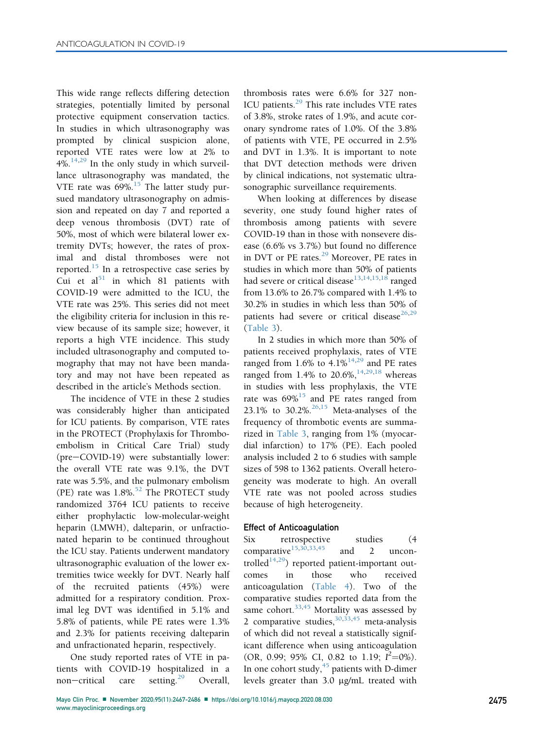This wide range reflects differing detection strategies, potentially limited by personal protective equipment conservation tactics. In studies in which ultrasonography was prompted by clinical suspicion alone, reported VTE rates were low at 2% to 4%.[14,29] In the only study in which surveillance ultrasonography was mandated, the VTE rate was 69%.[15] The latter study pursued mandatory ultrasonography on admission and repeated on day 7 and reported a deep venous thrombosis (DVT) rate of 50%, most of which were bilateral lower extremity DVTs; however, the rates of proximal and distal thromboses were not reported.[15] In a retrospective case series by Cui et al[51] in which 81 patients with COVID-19 were admitted to the ICU, the VTE rate was 25%. This series did not meet the eligibility criteria for inclusion in this review because of its sample size; however, it reports a high VTE incidence. This study included ultrasonography and computed tomography that may not have been mandatory and may not have been repeated as described in the article's Methods section.

The incidence of VTE in these 2 studies was considerably higher than anticipated for ICU patients. By comparison, VTE rates in the PROTECT (Prophylaxis for Thromboembolism in Critical Care Trial) study (pre−COVID-19) were substantially lower: the overall VTE rate was 9.1%, the DVT rate was 5.5%, and the pulmonary embolism (PE) rate was 1.8%.[52] The PROTECT study randomized 3764 ICU patients to receive either prophylactic low-molecular-weight heparin (LMWH), dalteparin, or unfractionated heparin to be continued throughout the ICU stay. Patients underwent mandatory ultrasonographic evaluation of the lower extremities twice weekly for DVT. Nearly half of the recruited patients (45%) were admitted for a respiratory condition. Proximal leg DVT was identified in 5.1% and 5.8% of patients, while PE rates were 1.3% and 2.3% for patients receiving dalteparin and unfractionated heparin, respectively.

One study reported rates of VTE in patients with COVID-19 hospitalized in a non−critical care setting.[29] Overall, thrombosis rates were 6.6% for 327 non-ICU patients.[29] This rate includes VTE rates of 3.8%, stroke rates of 1.9%, and acute coronary syndrome rates of 1.0%. Of the 3.8% of patients with VTE, PE occurred in 2.5% and DVT in 1.3%. It is important to note that DVT detection methods were driven by clinical indications, not systematic ultrasonographic surveillance requirements.

When looking at differences by disease severity, one study found higher rates of thrombosis among patients with severe COVID-19 than in those with nonsevere disease (6.6% vs 3.7%) but found no difference in DVT or PE rates.[29] Moreover, PE rates in studies in which more than 50% of patients had severe or critical disease[13,14,15,18] ranged from 13.6% to 26.7% compared with 1.4% to 30.2% in studies in which less than 50% of patients had severe or critical disease[26,29] (Table 3).

In 2 studies in which more than 50% of patients received prophylaxis, rates of VTE ranged from 1.6% to 4.1%[14,29] and PE rates ranged from 1.4% to 20.6%,[14,29,18] whereas in studies with less prophylaxis, the VTE rate was 69%[15] and PE rates ranged from 23.1% to 30.2%.[26,15] Meta-analyses of the frequency of thrombotic events are summarized in Table 3, ranging from 1% (myocardial infarction) to 17% (PE). Each pooled analysis included 2 to 6 studies with sample sizes of 598 to 1362 patients. Overall heterogeneity was moderate to high. An overall VTE rate was not pooled across studies because of high heterogeneity.

### Effect of Anticoagulation

Six retrospective studies (4 comparative[15,30,33,45] and 2 uncontrolled[14,29]) reported patient-important outcomes in those who received anticoagulation (Table 4). Two of the comparative studies reported data from the same cohort.[33,45] Mortality was assessed by 2 comparative studies,[30,33,45] meta-analysis of which did not reveal a statistically significant difference when using anticoagulation (OR, 0.99; 95% CI, 0.82 to 1.19; $I^2$=0%). In one cohort study,[45] patients with D-dimer levels greater than 3.0 μg/mL treated with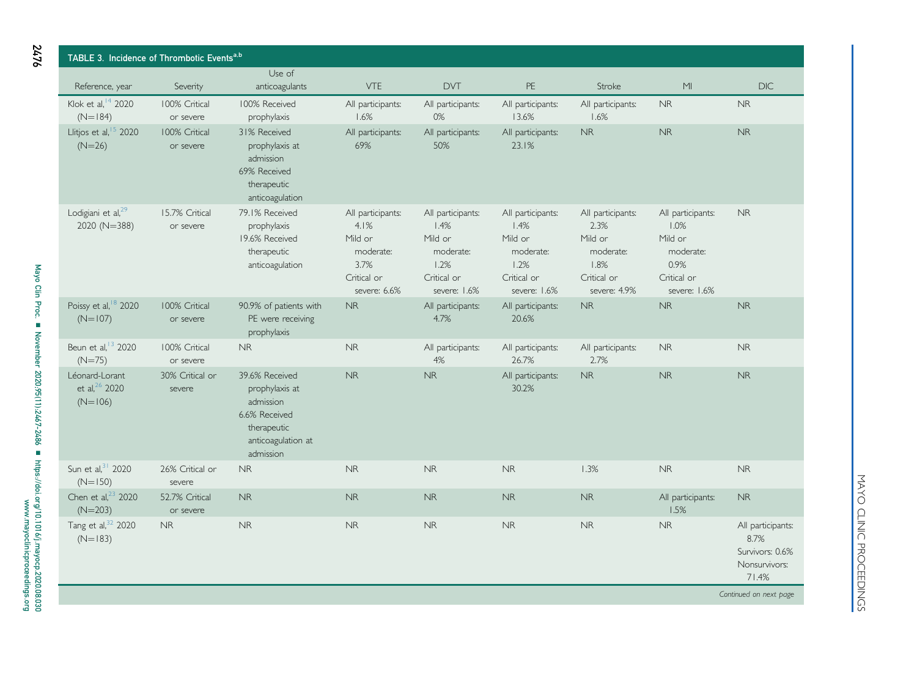TABLE 3. Incidence of Thrombotic Events[a,b]

| Reference, year | Severity | Use of anticoagulants | VTE | DVT | PE | Stroke | MI | DIC |
|---|---|---|---|---|---|---|---|---|
| Klok et al,[14] 2020 (N=184) | 100% Critical or severe | 100% Received prophylaxis | All participants: 1.6% | All participants: 0% | All participants: 13.6% | All participants: 1.6% | NR | NR |
| Llitjos et al,[15] 2020 (N=26) | 100% Critical or severe | 31% Received prophylaxis at admission<br>69% Received therapeutic anticoagulation | All participants: 69% | All participants: 50% | All participants: 23.1% | NR | NR | NR |
| Lodigiani et al,[29] 2020 (N=388) | 15.7% Critical or severe | 79.1% Received prophylaxis<br>19.6% Received therapeutic anticoagulation | All participants: 4.1%<br>Mild or moderate: 3.7%<br>Critical or severe: 6.6% | All participants: 1.4%<br>Mild or moderate: 1.2%<br>Critical or severe: 1.6% | All participants: 1.4%<br>Mild or moderate: 1.2%<br>Critical or severe: 1.6% | All participants: 2.3%<br>Mild or moderate: 1.8%<br>Critical or severe: 4.9% | All participants: 1.0%<br>Mild or moderate: 0.9%<br>Critical or severe: 1.6% | NR |
| Poissy et al,[18] 2020 (N=107) | 100% Critical or severe | 90.9% of patients with PE were receiving prophylaxis | NR | All participants: 4.7% | All participants: 20.6% | NR | NR | NR |
| Beun et al,[13] 2020 (N=75) | 100% Critical or severe | NR | NR | All participants: 4% | All participants: 26.7% | All participants: 2.7% | NR | NR |
| Léonard-Lorant et al,[26] 2020 (N=106) | 30% Critical or severe | 39.6% Received prophylaxis at admission<br>6.6% Received therapeutic anticoagulation at admission | NR | NR | All participants: 30.2% | NR | NR | NR |
| Sun et al,[31] 2020 (N=150) | 26% Critical or severe | NR | NR | NR | NR | 1.3% | NR | NR |
| Chen et al,[23] 2020 (N=203) | 52.7% Critical or severe | NR | NR | NR | NR | NR | All participants: 1.5% | NR |
| Tang et al,[32] 2020 (N=183) | NR | NR | NR | NR | NR | NR | NR | All participants: 8.7%<br>Survivors: 0.6%<br>Nonsurvivors: 71.4% |

*Continued on next page*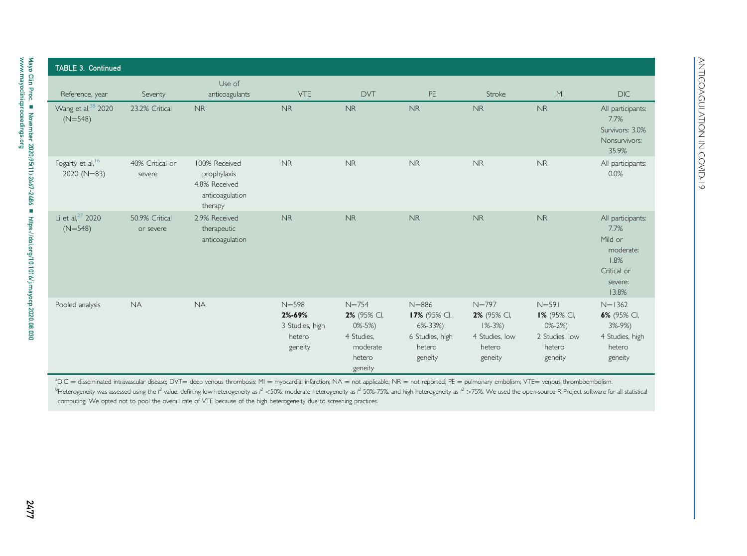**TABLE 3. Continued**

| Reference, year | Severity | Use of anticoagulants | VTE | DVT | PE | Stroke | MI | DIC |
|---|---|---|---|---|---|---|---|---|
| Wang et al,[38] 2020 (N=548) | 23.2% Critical | NR | NR | NR | NR | NR | NR | All participants: 7.7%<br>Survivors: 3.0%<br>Nonsurvivors: 35.9% |
| Fogarty et al,[16] 2020 (N=83) | 40% Critical or severe | 100% Received prophylaxis<br>4.8% Received anticoagulation therapy | NR | NR | NR | NR | NR | All participants: 0.0% |
| Li et al,[27] 2020 (N=548) | 50.9% Critical or severe | 2.9% Received therapeutic anticoagulation | NR | NR | NR | NR | NR | All participants: 7.7%<br>Mild or moderate: 1.8%<br>Critical or severe: 13.8% |
| Pooled analysis | NA | NA | N=598<br>**2%-69%**<br>3 Studies, high heterogeneity | N=754<br>**2%** (95% CI, 0%-5%)<br>4 Studies, moderate heterogeneity | N=886<br>**17%** (95% CI, 6%-33%)<br>6 Studies, high heterogeneity | N=797<br>**2%** (95% CI, 1%-3%)<br>4 Studies, low heterogeneity | N=591<br>**1%** (95% CI, 0%-2%)<br>2 Studies, low heterogeneity | N=1362<br>**6%** (95% CI, 3%-9%)<br>4 Studies, high heterogeneity |

[a]DIC = disseminated intravascular disease; DVT= deep venous thrombosis; MI = myocardial infarction; NA = not applicable; NR = not reported; PE = pulmonary embolism; VTE= venous thromboembolism.

[b]Heterogeneity was assessed using the $I^2$ value, defining low heterogeneity as $I^2$ <50%, moderate heterogeneity as $I^2$ 50%-75%, and high heterogeneity as $I^2$ >75%. We used the open-source R Project software for all statistical computing. We opted not to pool the overall rate of VTE because of the high heterogeneity due to screening practices.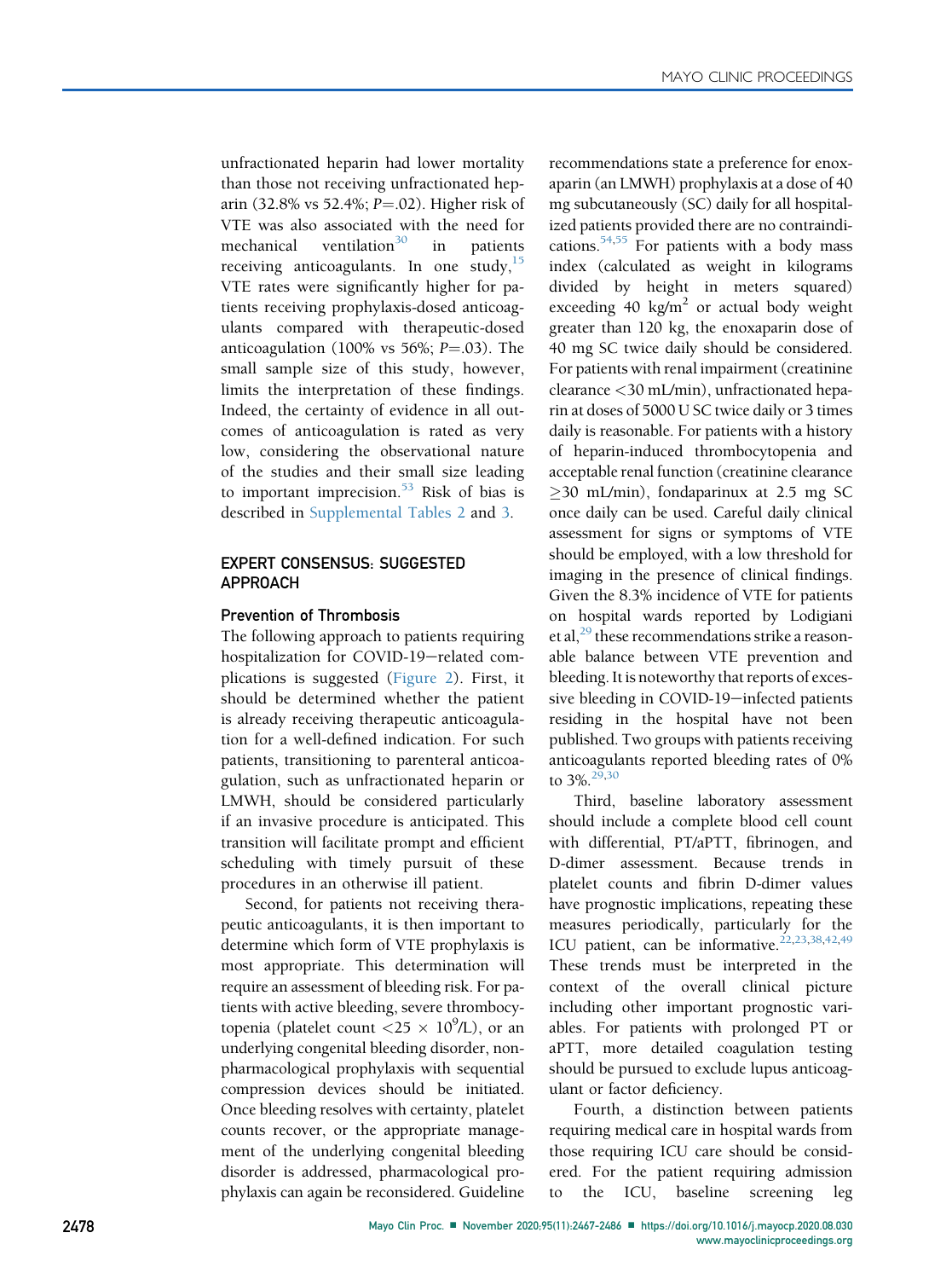unfractionated heparin had lower mortality than those not receiving unfractionated heparin (32.8% vs 52.4%; $P$=.02). Higher risk of VTE was also associated with the need for mechanical ventilation[30] in patients receiving anticoagulants. In one study,[15] VTE rates were significantly higher for patients receiving prophylaxis-dosed anticoagulants compared with therapeutic-dosed anticoagulation (100% vs 56%; $P$=.03). The small sample size of this study, however, limits the interpretation of these findings. Indeed, the certainty of evidence in all outcomes of anticoagulation is rated as very low, considering the observational nature of the studies and their small size leading to important imprecision.[53] Risk of bias is described in Supplemental Tables 2 and 3.

## EXPERT CONSENSUS: SUGGESTED APPROACH

### Prevention of Thrombosis

The following approach to patients requiring hospitalization for COVID-19–related complications is suggested (Figure 2). First, it should be determined whether the patient is already receiving therapeutic anticoagulation for a well-defined indication. For such patients, transitioning to parenteral anticoagulation, such as unfractionated heparin or LMWH, should be considered particularly if an invasive procedure is anticipated. This transition will facilitate prompt and efficient scheduling with timely pursuit of these procedures in an otherwise ill patient.

Second, for patients not receiving therapeutic anticoagulants, it is then important to determine which form of VTE prophylaxis is most appropriate. This determination will require an assessment of bleeding risk. For patients with active bleeding, severe thrombocytopenia (platelet count $<25 \times 10^9$/L), or an underlying congenital bleeding disorder, nonpharmacological prophylaxis with sequential compression devices should be initiated. Once bleeding resolves with certainty, platelet counts recover, or the appropriate management of the underlying congenital bleeding disorder is addressed, pharmacological prophylaxis can again be reconsidered. Guideline recommendations state a preference for enoxaparin (an LMWH) prophylaxis at a dose of 40 mg subcutaneously (SC) daily for all hospitalized patients provided there are no contraindications.[54,55] For patients with a body mass index (calculated as weight in kilograms divided by height in meters squared) exceeding 40 kg/m$^2$ or actual body weight greater than 120 kg, the enoxaparin dose of 40 mg SC twice daily should be considered. For patients with renal impairment (creatinine clearance <30 mL/min), unfractionated heparin at doses of 5000 U SC twice daily or 3 times daily is reasonable. For patients with a history of heparin-induced thrombocytopenia and acceptable renal function (creatinine clearance ≥30 mL/min), fondaparinux at 2.5 mg SC once daily can be used. Careful daily clinical assessment for signs or symptoms of VTE should be employed, with a low threshold for imaging in the presence of clinical findings. Given the 8.3% incidence of VTE for patients on hospital wards reported by Lodigiani et al,[29] these recommendations strike a reasonable balance between VTE prevention and bleeding. It is noteworthy that reports of excessive bleeding in COVID-19–infected patients residing in the hospital have not been published. Two groups with patients receiving anticoagulants reported bleeding rates of 0% to 3%.[29,30]

Third, baseline laboratory assessment should include a complete blood cell count with differential, PT/aPTT, fibrinogen, and D-dimer assessment. Because trends in platelet counts and fibrin D-dimer values have prognostic implications, repeating these measures periodically, particularly for the ICU patient, can be informative.[22,23,38,42,49] These trends must be interpreted in the context of the overall clinical picture including other important prognostic variables. For patients with prolonged PT or aPTT, more detailed coagulation testing should be pursued to exclude lupus anticoagulant or factor deficiency.

Fourth, a distinction between patients requiring medical care in hospital wards from those requiring ICU care should be considered. For the patient requiring admission to the ICU, baseline screening leg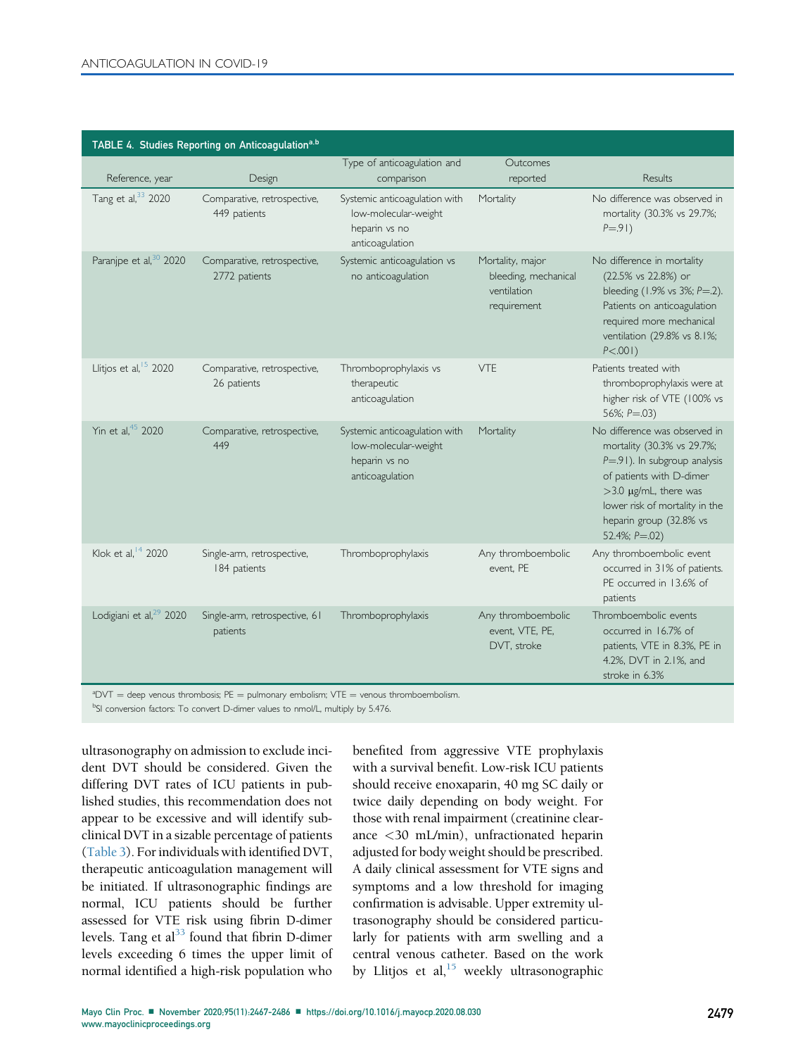**TABLE 4. Studies Reporting on Anticoagulation[a,b]**

| Reference, year | Design | Type of anticoagulation and comparison | Outcomes reported | Results |
|---|---|---|---|---|
| Tang et al,[33] 2020 | Comparative, retrospective, 449 patients | Systemic anticoagulation with low-molecular-weight heparin vs no anticoagulation | Mortality | No difference was observed in mortality (30.3% vs 29.7%; $P$=.91) |
| Paranjpe et al,[30] 2020 | Comparative, retrospective, 2772 patients | Systemic anticoagulation vs no anticoagulation | Mortality, major bleeding, mechanical ventilation requirement | No difference in mortality (22.5% vs 22.8%) or bleeding (1.9% vs 3%; $P$=.2). Patients on anticoagulation required more mechanical ventilation (29.8% vs 8.1%; $P$<.001) |
| Llitjos et al,[15] 2020 | Comparative, retrospective, 26 patients | Thromboprophylaxis vs therapeutic anticoagulation | VTE | Patients treated with thromboprophylaxis were at higher risk of VTE (100% vs 56%; $P$=.03) |
| Yin et al,[45] 2020 | Comparative, retrospective, 449 | Systemic anticoagulation with low-molecular-weight heparin vs no anticoagulation | Mortality | No difference was observed in mortality (30.3% vs 29.7%; $P$=.91). In subgroup analysis of patients with D-dimer >3.0 μg/mL, there was lower risk of mortality in the heparin group (32.8% vs 52.4%; $P$=.02) |
| Klok et al,[14] 2020 | Single-arm, retrospective, 184 patients | Thromboprophylaxis | Any thromboembolic event, PE | Any thromboembolic event occurred in 31% of patients. PE occurred in 13.6% of patients |
| Lodigiani et al,[29] 2020 | Single-arm, retrospective, 61 patients | Thromboprophylaxis | Any thromboembolic event, VTE, PE, DVT, stroke | Thromboembolic events occurred in 16.7% of patients, VTE in 8.3%, PE in 4.2%, DVT in 2.1%, and stroke in 6.3% |

[a]DVT = deep venous thrombosis; PE = pulmonary embolism; VTE = venous thromboembolism.
[b]SI conversion factors: To convert D-dimer values to nmol/L, multiply by 5.476.

ultrasonography on admission to exclude incident DVT should be considered. Given the differing DVT rates of ICU patients in published studies, this recommendation does not appear to be excessive and will identify subclinical DVT in a sizable percentage of patients (Table 3). For individuals with identified DVT, therapeutic anticoagulation management will be initiated. If ultrasonographic findings are normal, ICU patients should be further assessed for VTE risk using fibrin D-dimer levels. Tang et al[33] found that fibrin D-dimer levels exceeding 6 times the upper limit of normal identified a high-risk population who benefited from aggressive VTE prophylaxis with a survival benefit. Low-risk ICU patients should receive enoxaparin, 40 mg SC daily or twice daily depending on body weight. For those with renal impairment (creatinine clearance <30 mL/min), unfractionated heparin adjusted for body weight should be prescribed. A daily clinical assessment for VTE signs and symptoms and a low threshold for imaging confirmation is advisable. Upper extremity ultrasonography should be considered particularly for patients with arm swelling and a central venous catheter. Based on the work by Llitjos et al,[15] weekly ultrasonographic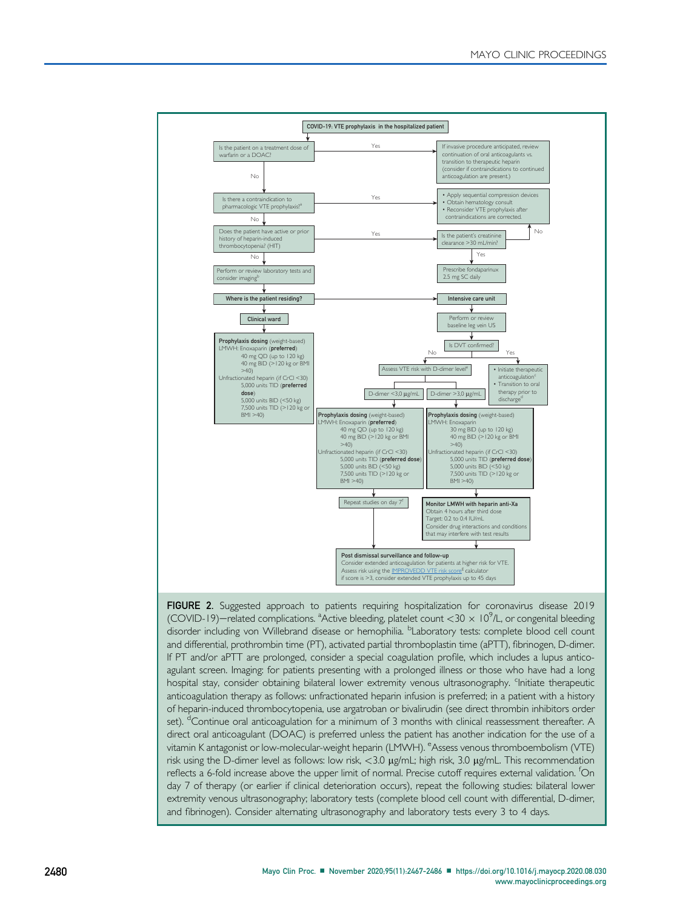COVID-19: VTE prophylaxis in the hospitalized patient

- Is the patient on a treatment dose of warfarin or a DOAC?
  - Yes → If invasive procedure anticipated, review continuation of oral anticoagulants vs. transition to therapeutic heparin (consider if contraindications to continued anticoagulation are present.)
  - No → Is there a contraindication to pharmacologic VTE prophylaxis?[a]
    - Yes → • Apply sequential compression devices • Obtain hematology consult • Reconsider VTE prophylaxis after contraindications are corrected.
    - No → Does the patient have active or prior history of heparin-induced thrombocytopenia? (HIT)
      - Yes → Is the patient's creatinine clearance >30 mL/min?
        - No → • Apply sequential compression devices • Obtain hematology consult • Reconsider VTE prophylaxis after contraindications are corrected.
        - Yes → Prescribe fondaparinux 2.5 mg SC daily
      - No → Perform or review laboratory tests and consider imaging[b]

Where is the patient residing?

**Clinical ward**

**Prophylaxis dosing** (weight-based)
LMWH: Enoxaparin (**preferred**)
- 40 mg QD (up to 120 kg)
- 40 mg BID (>120 kg or BMI >40)

Unfractionated heparin (if CrCl <30)
- 5,000 units TID (**preferred dose**)
- 5,000 units BID (<50 kg)
- 7,500 units TID (>120 kg or BMI >40)

**Intensive care unit**

Perform or review baseline leg vein US

Is DVT confirmed?
- Yes → • Initiate therapeutic anticoagulation[c] • Transition to oral therapy prior to discharge[d]
- No → Assess VTE risk with D-dimer level[e]

D-dimer <3.0 μg/mL:

**Prophylaxis dosing** (weight-based)
LMWH: Enoxaparin (**preferred**)
- 40 mg QD (up to 120 kg)
- 40 mg BID (>120 kg or BMI >40)

Unfractionated heparin (if CrCl <30)
- 5,000 units TID (**preferred dose**)
- 5,000 units BID (<50 kg)
- 7,500 units TID (>120 kg or BMI >40)

Repeat studies on day 7[f]

D-dimer >3.0 μg/mL:

**Prophylaxis dosing** (weight-based)
LMWH: Enoxaparin
- 30 mg BID (up to 120 kg)
- 40 mg BID (>120 kg or BMI >40)

Unfractionated heparin (if CrCl <30)
- 5,000 units TID (**preferred dose**)
- 5,000 units BID (<50 kg)
- 7,500 units TID (>120 kg or BMI >40)

**Monitor LMWH with heparin anti-Xa**
Obtain 4 hours after third dose
Target: 0.2 to 0.4 IU/mL
Consider drug interactions and conditions that may interfere with test results

**Post dismissal surveillance and follow-up**
Consider extended anticoagulation for patients at higher risk for VTE.
Assess risk using the IMPROVEDD VTE risk score[g] calculator
if score is >3, consider extended VTE prophylaxis up to 45 days

**FIGURE 2.** Suggested approach to patients requiring hospitalization for coronavirus disease 2019 (COVID-19)–related complications. [a]Active bleeding, platelet count $<30 \times 10^9$/L, or congenital bleeding disorder including von Willebrand disease or hemophilia. [b]Laboratory tests: complete blood cell count and differential, prothrombin time (PT), activated partial thromboplastin time (aPTT), fibrinogen, D-dimer. If PT and/or aPTT are prolonged, consider a special coagulation profile, which includes a lupus anticoagulant screen. Imaging: for patients presenting with a prolonged illness or those who have had a long hospital stay, consider obtaining bilateral lower extremity venous ultrasonography. [c]Initiate therapeutic anticoagulation therapy as follows: unfractionated heparin infusion is preferred; in a patient with a history of heparin-induced thrombocytopenia, use argatroban or bivalirudin (see direct thrombin inhibitors order set). [d]Continue oral anticoagulation for a minimum of 3 months with clinical reassessment thereafter. A direct oral anticoagulant (DOAC) is preferred unless the patient has another indication for the use of a vitamin K antagonist or low-molecular-weight heparin (LMWH). [e]Assess venous thromboembolism (VTE) risk using the D-dimer level as follows: low risk, <3.0 μg/mL; high risk, 3.0 μg/mL. This recommendation reflects a 6-fold increase above the upper limit of normal. Precise cutoff requires external validation. [f]On day 7 of therapy (or earlier if clinical deterioration occurs), repeat the following studies: bilateral lower extremity venous ultrasonography; laboratory tests (complete blood cell count with differential, D-dimer, and fibrinogen). Consider alternating ultrasonography and laboratory tests every 3 to 4 days.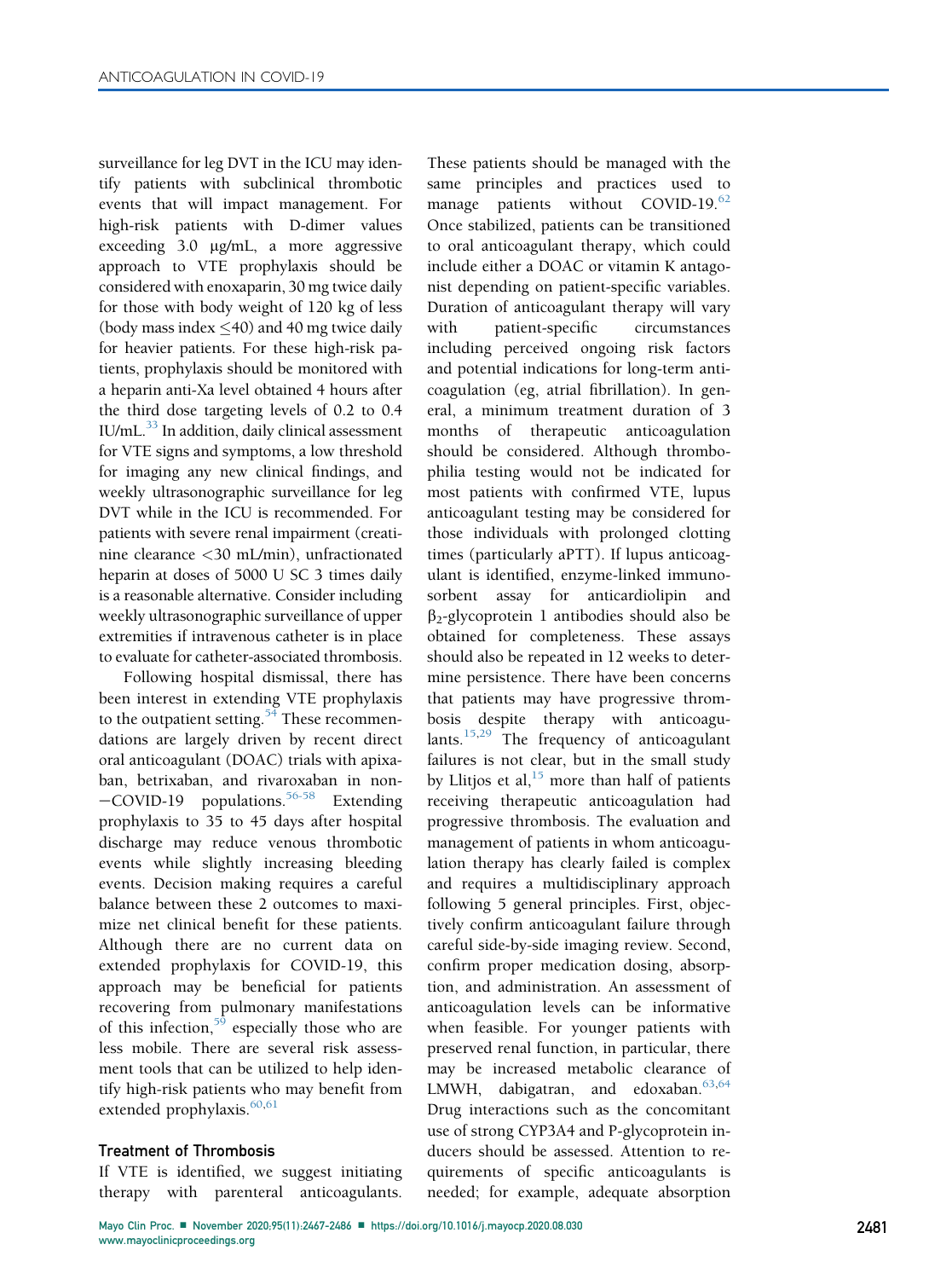surveillance for leg DVT in the ICU may identify patients with subclinical thrombotic events that will impact management. For high-risk patients with D-dimer values exceeding 3.0 μg/mL, a more aggressive approach to VTE prophylaxis should be considered with enoxaparin, 30 mg twice daily for those with body weight of 120 kg of less (body mass index ≤40) and 40 mg twice daily for heavier patients. For these high-risk patients, prophylaxis should be monitored with a heparin anti-Xa level obtained 4 hours after the third dose targeting levels of 0.2 to 0.4 IU/mL.[33] In addition, daily clinical assessment for VTE signs and symptoms, a low threshold for imaging any new clinical findings, and weekly ultrasonographic surveillance for leg DVT while in the ICU is recommended. For patients with severe renal impairment (creatinine clearance <30 mL/min), unfractionated heparin at doses of 5000 U SC 3 times daily is a reasonable alternative. Consider including weekly ultrasonographic surveillance of upper extremities if intravenous catheter is in place to evaluate for catheter-associated thrombosis.

Following hospital dismissal, there has been interest in extending VTE prophylaxis to the outpatient setting.[54] These recommendations are largely driven by recent direct oral anticoagulant (DOAC) trials with apixaban, betrixaban, and rivaroxaban in non−COVID-19 populations.[56-58] Extending prophylaxis to 35 to 45 days after hospital discharge may reduce venous thrombotic events while slightly increasing bleeding events. Decision making requires a careful balance between these 2 outcomes to maximize net clinical benefit for these patients. Although there are no current data on extended prophylaxis for COVID-19, this approach may be beneficial for patients recovering from pulmonary manifestations of this infection,[59] especially those who are less mobile. There are several risk assessment tools that can be utilized to help identify high-risk patients who may benefit from extended prophylaxis.[60,61]

### Treatment of Thrombosis

If VTE is identified, we suggest initiating therapy with parenteral anticoagulants. These patients should be managed with the same principles and practices used to manage patients without COVID-19.[62] Once stabilized, patients can be transitioned to oral anticoagulant therapy, which could include either a DOAC or vitamin K antagonist depending on patient-specific variables. Duration of anticoagulant therapy will vary with patient-specific circumstances including perceived ongoing risk factors and potential indications for long-term anticoagulation (eg, atrial fibrillation). In general, a minimum treatment duration of 3 months of therapeutic anticoagulation should be considered. Although thrombophilia testing would not be indicated for most patients with confirmed VTE, lupus anticoagulant testing may be considered for those individuals with prolonged clotting times (particularly aPTT). If lupus anticoagulant is identified, enzyme-linked immunosorbent assay for anticardiolipin and $\beta_2$-glycoprotein 1 antibodies should also be obtained for completeness. These assays should also be repeated in 12 weeks to determine persistence. There have been concerns that patients may have progressive thrombosis despite therapy with anticoagulants.[15,29] The frequency of anticoagulant failures is not clear, but in the small study by Llitjos et al,[15] more than half of patients receiving therapeutic anticoagulation had progressive thrombosis. The evaluation and management of patients in whom anticoagulation therapy has clearly failed is complex and requires a multidisciplinary approach following 5 general principles. First, objectively confirm anticoagulant failure through careful side-by-side imaging review. Second, confirm proper medication dosing, absorption, and administration. An assessment of anticoagulation levels can be informative when feasible. For younger patients with preserved renal function, in particular, there may be increased metabolic clearance of LMWH, dabigatran, and edoxaban.[63,64] Drug interactions such as the concomitant use of strong CYP3A4 and P-glycoprotein inducers should be assessed. Attention to requirements of specific anticoagulants is needed; for example, adequate absorption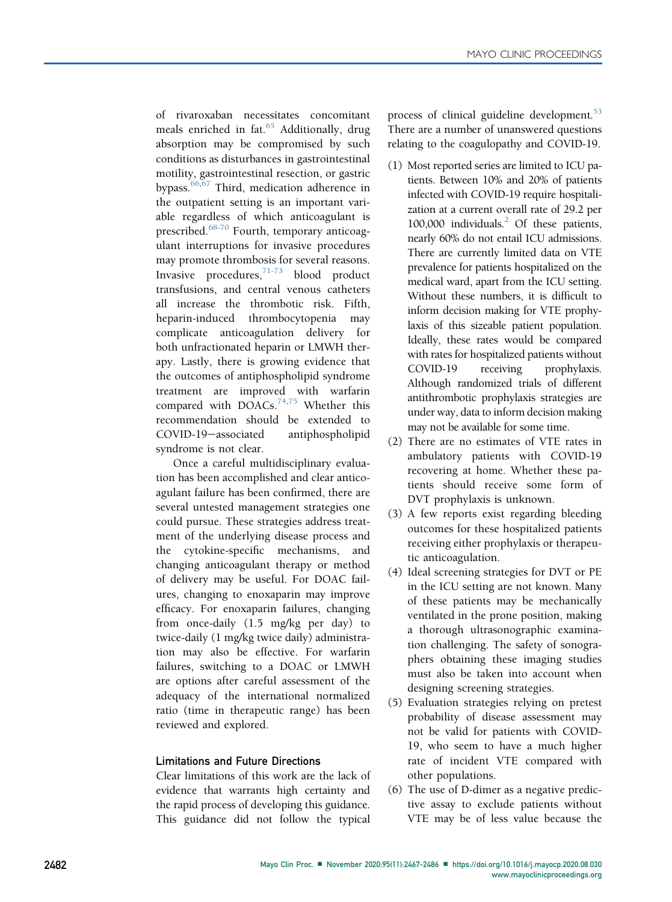of rivaroxaban necessitates concomitant meals enriched in fat.[65] Additionally, drug absorption may be compromised by such conditions as disturbances in gastrointestinal motility, gastrointestinal resection, or gastric bypass.[66,67] Third, medication adherence in the outpatient setting is an important variable regardless of which anticoagulant is prescribed.[68-70] Fourth, temporary anticoagulant interruptions for invasive procedures may promote thrombosis for several reasons. Invasive procedures,[71-73] blood product transfusions, and central venous catheters all increase the thrombotic risk. Fifth, heparin-induced thrombocytopenia may complicate anticoagulation delivery for both unfractionated heparin or LMWH therapy. Lastly, there is growing evidence that the outcomes of antiphospholipid syndrome treatment are improved with warfarin compared with DOACs.[74,75] Whether this recommendation should be extended to COVID-19–associated antiphospholipid syndrome is not clear.

Once a careful multidisciplinary evaluation has been accomplished and clear anticoagulant failure has been confirmed, there are several untested management strategies one could pursue. These strategies address treatment of the underlying disease process and the cytokine-specific mechanisms, and changing anticoagulant therapy or method of delivery may be useful. For DOAC failures, changing to enoxaparin may improve efficacy. For enoxaparin failures, changing from once-daily (1.5 mg/kg per day) to twice-daily (1 mg/kg twice daily) administration may also be effective. For warfarin failures, switching to a DOAC or LMWH are options after careful assessment of the adequacy of the international normalized ratio (time in therapeutic range) has been reviewed and explored.

## Limitations and Future Directions

Clear limitations of this work are the lack of evidence that warrants high certainty and the rapid process of developing this guidance. This guidance did not follow the typical process of clinical guideline development.[53] There are a number of unanswered questions relating to the coagulopathy and COVID-19.

(1) Most reported series are limited to ICU patients. Between 10% and 20% of patients infected with COVID-19 require hospitalization at a current overall rate of 29.2 per 100,000 individuals.[2] Of these patients, nearly 60% do not entail ICU admissions. There are currently limited data on VTE prevalence for patients hospitalized on the medical ward, apart from the ICU setting. Without these numbers, it is difficult to inform decision making for VTE prophylaxis of this sizeable patient population. Ideally, these rates would be compared with rates for hospitalized patients without COVID-19 receiving prophylaxis. Although randomized trials of different antithrombotic prophylaxis strategies are under way, data to inform decision making may not be available for some time.

(2) There are no estimates of VTE rates in ambulatory patients with COVID-19 recovering at home. Whether these patients should receive some form of DVT prophylaxis is unknown.

(3) A few reports exist regarding bleeding outcomes for these hospitalized patients receiving either prophylaxis or therapeutic anticoagulation.

(4) Ideal screening strategies for DVT or PE in the ICU setting are not known. Many of these patients may be mechanically ventilated in the prone position, making a thorough ultrasonographic examination challenging. The safety of sonographers obtaining these imaging studies must also be taken into account when designing screening strategies.

(5) Evaluation strategies relying on pretest probability of disease assessment may not be valid for patients with COVID-19, who seem to have a much higher rate of incident VTE compared with other populations.

(6) The use of D-dimer as a negative predictive assay to exclude patients without VTE may be of less value because the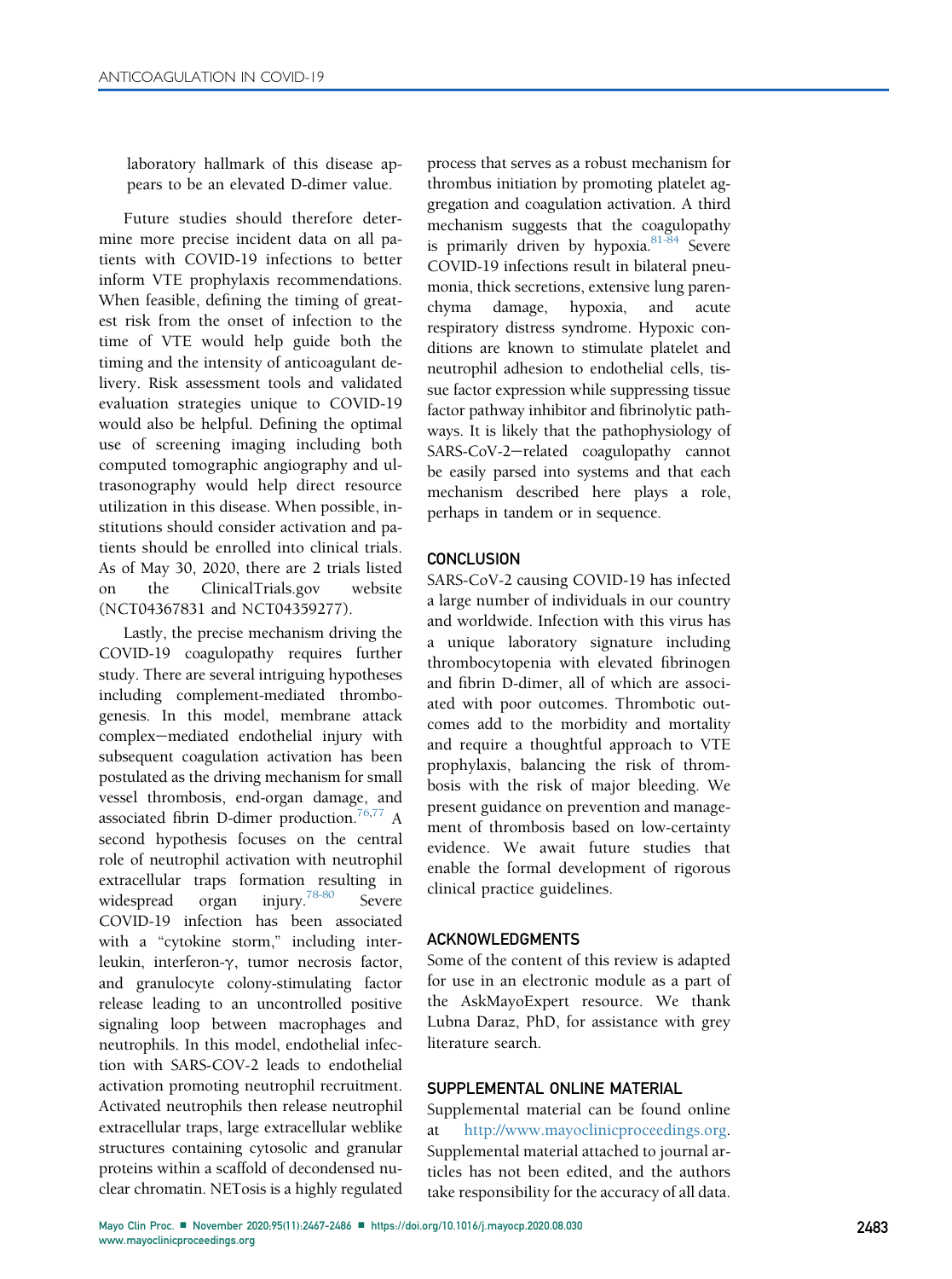laboratory hallmark of this disease appears to be an elevated D-dimer value.

Future studies should therefore determine more precise incident data on all patients with COVID-19 infections to better inform VTE prophylaxis recommendations. When feasible, defining the timing of greatest risk from the onset of infection to the time of VTE would help guide both the timing and the intensity of anticoagulant delivery. Risk assessment tools and validated evaluation strategies unique to COVID-19 would also be helpful. Defining the optimal use of screening imaging including both computed tomographic angiography and ultrasonography would help direct resource utilization in this disease. When possible, institutions should consider activation and patients should be enrolled into clinical trials. As of May 30, 2020, there are 2 trials listed on the ClinicalTrials.gov website (NCT04367831 and NCT04359277).

Lastly, the precise mechanism driving the COVID-19 coagulopathy requires further study. There are several intriguing hypotheses including complement-mediated thrombogenesis. In this model, membrane attack complex−mediated endothelial injury with subsequent coagulation activation has been postulated as the driving mechanism for small vessel thrombosis, end-organ damage, and associated fibrin D-dimer production.[76,77] A second hypothesis focuses on the central role of neutrophil activation with neutrophil extracellular traps formation resulting in widespread organ injury.[78-80] Severe COVID-19 infection has been associated with a "cytokine storm," including interleukin, interferon-γ, tumor necrosis factor, and granulocyte colony-stimulating factor release leading to an uncontrolled positive signaling loop between macrophages and neutrophils. In this model, endothelial infection with SARS-COV-2 leads to endothelial activation promoting neutrophil recruitment. Activated neutrophils then release neutrophil extracellular traps, large extracellular weblike structures containing cytosolic and granular proteins within a scaffold of decondensed nuclear chromatin. NETosis is a highly regulated process that serves as a robust mechanism for thrombus initiation by promoting platelet aggregation and coagulation activation. A third mechanism suggests that the coagulopathy is primarily driven by hypoxia.[81-84] Severe COVID-19 infections result in bilateral pneumonia, thick secretions, extensive lung parenchyma damage, hypoxia, and acute respiratory distress syndrome. Hypoxic conditions are known to stimulate platelet and neutrophil adhesion to endothelial cells, tissue factor expression while suppressing tissue factor pathway inhibitor and fibrinolytic pathways. It is likely that the pathophysiology of SARS-CoV-2−related coagulopathy cannot be easily parsed into systems and that each mechanism described here plays a role, perhaps in tandem or in sequence.

## CONCLUSION

SARS-CoV-2 causing COVID-19 has infected a large number of individuals in our country and worldwide. Infection with this virus has a unique laboratory signature including thrombocytopenia with elevated fibrinogen and fibrin D-dimer, all of which are associated with poor outcomes. Thrombotic outcomes add to the morbidity and mortality and require a thoughtful approach to VTE prophylaxis, balancing the risk of thrombosis with the risk of major bleeding. We present guidance on prevention and management of thrombosis based on low-certainty evidence. We await future studies that enable the formal development of rigorous clinical practice guidelines.

## ACKNOWLEDGMENTS

Some of the content of this review is adapted for use in an electronic module as a part of the AskMayoExpert resource. We thank Lubna Daraz, PhD, for assistance with grey literature search.

## SUPPLEMENTAL ONLINE MATERIAL

Supplemental material can be found online at http://www.mayoclinicproceedings.org. Supplemental material attached to journal articles has not been edited, and the authors take responsibility for the accuracy of all data.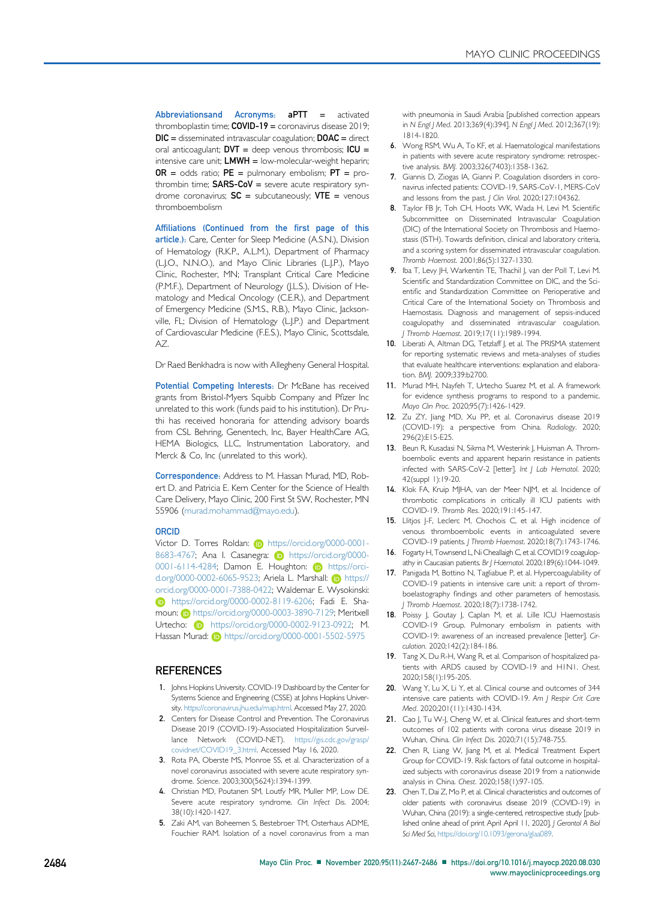**Abbreviationsand Acronyms:** **aPTT** = activated thromboplastin time; **COVID-19** = coronavirus disease 2019; **DIC** = disseminated intravascular coagulation; **DOAC** = direct oral anticoagulant; **DVT** = deep venous thrombosis; **ICU** = intensive care unit; **LMWH** = low-molecular-weight heparin; **OR** = odds ratio; **PE** = pulmonary embolism; **PT** = prothrombin time; **SARS-CoV** = severe acute respiratory syndrome coronavirus; **SC** = subcutaneously; **VTE** = venous thromboembolism

**Affiliations (Continued from the first page of this article.):** Care, Center for Sleep Medicine (A.S.N.), Division of Hematology (R.K.P., A.L.M.), Department of Pharmacy (L.J.O., N.N.O.), and Mayo Clinic Libraries (L.J.P.), Mayo Clinic, Rochester, MN; Transplant Critical Care Medicine (P.M.F.), Department of Neurology (J.L.S.), Division of Hematology and Medical Oncology (C.E.R.), and Department of Emergency Medicine (S.M.S., R.B.), Mayo Clinic, Jacksonville, FL; Division of Hematology (L.J.P.) and Department of Cardiovascular Medicine (F.E.S.), Mayo Clinic, Scottsdale, AZ.

Dr Raed Benkhadra is now with Allegheny General Hospital.

**Potential Competing Interests:** Dr McBane has received grants from Bristol-Myers Squibb Company and Pfizer Inc unrelated to this work (funds paid to his institution). Dr Pruthi has received honoraria for attending advisory boards from CSL Behring, Genentech, Inc, Bayer HealthCare AG, HEMA Biologics, LLC, Instrumentation Laboratory, and Merck & Co, Inc (unrelated to this work).

**Correspondence:** Address to M. Hassan Murad, MD, Robert D. and Patricia E. Kern Center for the Science of Health Care Delivery, Mayo Clinic, 200 First St SW, Rochester, MN 55906 (murad.mohammad@mayo.edu).

**ORCID**

Victor D. Torres Roldan: https://orcid.org/0000-0001-8683-4767; Ana I. Casanegra: https://orcid.org/0000-0001-6114-4284; Damon E. Houghton: https://orcid.org/0000-0002-6065-9523; Ariela L. Marshall: https://orcid.org/0000-0001-7388-0422; Waldemar E. Wysokinski: https://orcid.org/0000-0002-8119-6206; Fadi E. Shamoun: https://orcid.org/0000-0003-3890-7129; Meritxell Urtecho: https://orcid.org/0000-0002-9123-0922; M. Hassan Murad: https://orcid.org/0000-0001-5502-5975

## REFERENCES

1. Johns Hopkins University. COVID-19 Dashboard by the Center for Systems Science and Engineering (CSSE) at Johns Hopkins University. https://coronavirus.jhu.edu/map.html. Accessed May 27, 2020.
2. Centers for Disease Control and Prevention. The Coronavirus Disease 2019 (COVID-19)-Associated Hospitalization Surveillance Network (COVID-NET). https://gis.cdc.gov/grasp/covidnet/COVID19_3.html. Accessed May 16, 2020.
3. Rota PA, Oberste MS, Monroe SS, et al. Characterization of a novel coronavirus associated with severe acute respiratory syndrome. *Science*. 2003;300(5624):1394-1399.
4. Christian MD, Poutanen SM, Loutfy MR, Muller MP, Low DE. Severe acute respiratory syndrome. *Clin Infect Dis*. 2004; 38(10):1420-1427.
5. Zaki AM, van Boheemen S, Bestebroer TM, Osterhaus ADME, Fouchier RAM. Isolation of a novel coronavirus from a man with pneumonia in Saudi Arabia [published correction appears in *N Engl J Med*. 2013;369(4):394]. *N Engl J Med*. 2012;367(19): 1814-1820.
6. Wong RSM, Wu A, To KF, et al. Haematological manifestations in patients with severe acute respiratory syndrome: retrospective analysis. *BMJ*. 2003;326(7403):1358-1362.
7. Giannis D, Ziogas IA, Gianni P. Coagulation disorders in coronavirus infected patients: COVID-19, SARS-CoV-1, MERS-CoV and lessons from the past. *J Clin Virol*. 2020;127:104362.
8. Taylor FB Jr, Toh CH, Hoots WK, Wada H, Levi M. Scientific Subcommittee on Disseminated Intravascular Coagulation (DIC) of the International Society on Thrombosis and Haemostasis (ISTH). Towards definition, clinical and laboratory criteria, and a scoring system for disseminated intravascular coagulation. *Thromb Haemost*. 2001;86(5):1327-1330.
9. Iba T, Levy JH, Warkentin TE, Thachil J, van der Poll T, Levi M. Scientific and Standardization Committee on DIC, and the Scientific and Standardization Committee on Perioperative and Critical Care of the International Society on Thrombosis and Haemostasis. Diagnosis and management of sepsis-induced coagulopathy and disseminated intravascular coagulation. *J Thromb Haemost*. 2019;17(11):1989-1994.
10. Liberati A, Altman DG, Tetzlaff J, et al. The PRISMA statement for reporting systematic reviews and meta-analyses of studies that evaluate healthcare interventions: explanation and elaboration. *BMJ*. 2009;339:b2700.
11. Murad MH, Nayfeh T, Urtecho Suarez M, et al. A framework for evidence synthesis programs to respond to a pandemic. *Mayo Clin Proc*. 2020;95(7):1426-1429.
12. Zu ZY, Jiang MD, Xu PP, et al. Coronavirus disease 2019 (COVID-19): a perspective from China. *Radiology*. 2020; 296(2):E15-E25.
13. Beun R, Kusadasi N, Sikma M, Westerink J, Huisman A. Thromboembolic events and apparent heparin resistance in patients infected with SARS-CoV-2 [letter]. *Int J Lab Hematol*. 2020; 42(suppl 1):19-20.
14. Klok FA, Kruip MJHA, van der Meer NJM, et al. Incidence of thrombotic complications in critically ill ICU patients with COVID-19. *Thromb Res*. 2020;191:145-147.
15. Llitjos J-F, Leclerc M, Chochois C, et al. High incidence of venous thromboembolic events in anticoagulated severe COVID-19 patients. *J Thromb Haemost*. 2020;18(7):1743-1746.
16. Fogarty H, Townsend L, Ni Cheallaigh C, et al. COVID19 coagulopathy in Caucasian patients. *Br J Haematol*. 2020;189(6):1044-1049.
17. Panigada M, Bottino N, Tagliabue P, et al. Hypercoagulability of COVID-19 patients in intensive care unit: a report of thromboelastography findings and other parameters of hemostasis. *J Thromb Haemost*. 2020;18(7):1738-1742.
18. Poissy J, Goutay J, Caplan M, et al. Lille ICU Haemostasis COVID-19 Group. Pulmonary embolism in patients with COVID-19: awareness of an increased prevalence [letter]. *Circulation*. 2020;142(2):184-186.
19. Tang X, Du R-H, Wang R, et al. Comparison of hospitalized patients with ARDS caused by COVID-19 and H1N1. *Chest*. 2020;158(1):195-205.
20. Wang Y, Lu X, Li Y, et al. Clinical course and outcomes of 344 intensive care patients with COVID-19. *Am J Respir Crit Care Med*. 2020;201(11):1430-1434.
21. Cao J, Tu W-J, Cheng W, et al. Clinical features and short-term outcomes of 102 patients with corona virus disease 2019 in Wuhan, China. *Clin Infect Dis*. 2020;71(15):748-755.
22. Chen R, Liang W, Jiang M, et al. Medical Treatment Expert Group for COVID-19. Risk factors of fatal outcome in hospitalized subjects with coronavirus disease 2019 from a nationwide analysis in China. *Chest*. 2020;158(1):97-105.
23. Chen T, Dai Z, Mo P, et al. Clinical characteristics and outcomes of older patients with coronavirus disease 2019 (COVID-19) in Wuhan, China (2019): a single-centered, retrospective study [published online ahead of print April April 11, 2020]. *J Gerontol A Biol Sci Med Sci*, https://doi.org/10.1093/gerona/glaa089.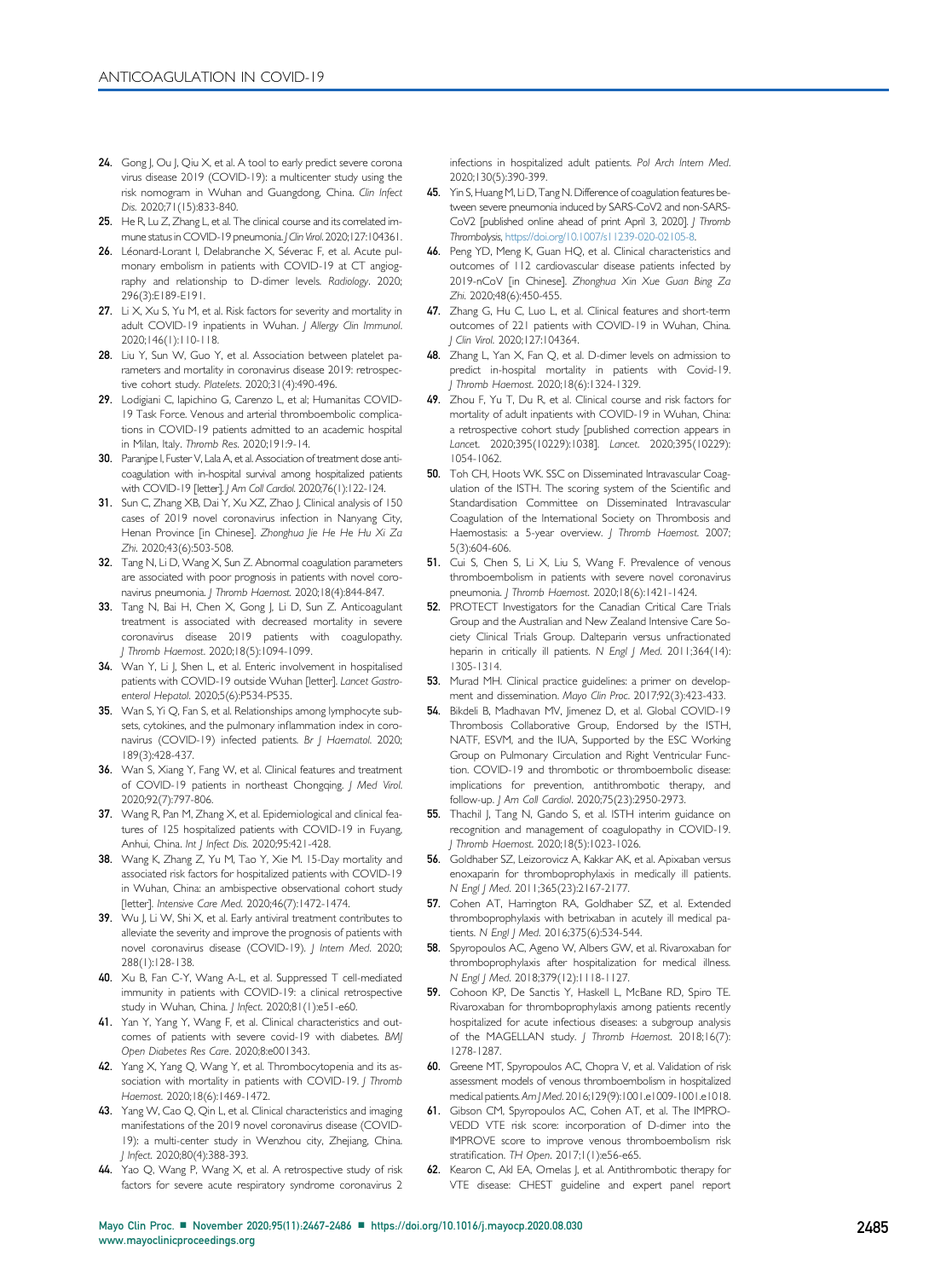24. Gong J, Ou J, Qiu X, et al. A tool to early predict severe corona virus disease 2019 (COVID-19): a multicenter study using the risk nomogram in Wuhan and Guangdong, China. *Clin Infect Dis*. 2020;71(15):833-840.
25. He R, Lu Z, Zhang L, et al. The clinical course and its correlated immune status in COVID-19 pneumonia. *J Clin Virol*. 2020;127:104361.
26. Léonard-Lorant I, Delabranche X, Séverac F, et al. Acute pulmonary embolism in patients with COVID-19 at CT angiography and relationship to D-dimer levels. *Radiology*. 2020; 296(3):E189-E191.
27. Li X, Xu S, Yu M, et al. Risk factors for severity and mortality in adult COVID-19 inpatients in Wuhan. *J Allergy Clin Immunol*. 2020;146(1):110-118.
28. Liu Y, Sun W, Guo Y, et al. Association between platelet parameters and mortality in coronavirus disease 2019: retrospective cohort study. *Platelets*. 2020;31(4):490-496.
29. Lodigiani C, Iapichino G, Carenzo L, et al; Humanitas COVID-19 Task Force. Venous and arterial thromboembolic complications in COVID-19 patients admitted to an academic hospital in Milan, Italy. *Thromb Res*. 2020;191:9-14.
30. Paranjpe I, Fuster V, Lala A, et al. Association of treatment dose anticoagulation with in-hospital survival among hospitalized patients with COVID-19 [letter]. *J Am Coll Cardiol*. 2020;76(1):122-124.
31. Sun C, Zhang XB, Dai Y, Xu XZ, Zhao J. Clinical analysis of 150 cases of 2019 novel coronavirus infection in Nanyang City, Henan Province [in Chinese]. *Zhonghua Jie He He Hu Xi Za Zhi*. 2020;43(6):503-508.
32. Tang N, Li D, Wang X, Sun Z. Abnormal coagulation parameters are associated with poor prognosis in patients with novel coronavirus pneumonia. *J Thromb Haemost*. 2020;18(4):844-847.
33. Tang N, Bai H, Chen X, Gong J, Li D, Sun Z. Anticoagulant treatment is associated with decreased mortality in severe coronavirus disease 2019 patients with coagulopathy. *J Thromb Haemost*. 2020;18(5):1094-1099.
34. Wan Y, Li J, Shen L, et al. Enteric involvement in hospitalised patients with COVID-19 outside Wuhan [letter]. *Lancet Gastroenterol Hepatol*. 2020;5(6):P534-P535.
35. Wan S, Yi Q, Fan S, et al. Relationships among lymphocyte subsets, cytokines, and the pulmonary inflammation index in coronavirus (COVID-19) infected patients. *Br J Haematol*. 2020; 189(3):428-437.
36. Wan S, Xiang Y, Fang W, et al. Clinical features and treatment of COVID-19 patients in northeast Chongqing. *J Med Virol*. 2020;92(7):797-806.
37. Wang R, Pan M, Zhang X, et al. Epidemiological and clinical features of 125 hospitalized patients with COVID-19 in Fuyang, Anhui, China. *Int J Infect Dis*. 2020;95:421-428.
38. Wang K, Zhang Z, Yu M, Tao Y, Xie M. 15-Day mortality and associated risk factors for hospitalized patients with COVID-19 in Wuhan, China: an ambispective observational cohort study [letter]. *Intensive Care Med*. 2020;46(7):1472-1474.
39. Wu J, Li W, Shi X, et al. Early antiviral treatment contributes to alleviate the severity and improve the prognosis of patients with novel coronavirus disease (COVID-19). *J Intern Med*. 2020; 288(1):128-138.
40. Xu B, Fan C-Y, Wang A-L, et al. Suppressed T cell-mediated immunity in patients with COVID-19: a clinical retrospective study in Wuhan, China. *J Infect*. 2020;81(1):e51-e60.
41. Yan Y, Yang Y, Wang F, et al. Clinical characteristics and outcomes of patients with severe covid-19 with diabetes. *BMJ Open Diabetes Res Care*. 2020;8:e001343.
42. Yang X, Yang Q, Wang Y, et al. Thrombocytopenia and its association with mortality in patients with COVID-19. *J Thromb Haemost*. 2020;18(6):1469-1472.
43. Yang W, Cao Q, Qin L, et al. Clinical characteristics and imaging manifestations of the 2019 novel coronavirus disease (COVID-19): a multi-center study in Wenzhou city, Zhejiang, China. *J Infect*. 2020;80(4):388-393.
44. Yao Q, Wang P, Wang X, et al. A retrospective study of risk factors for severe acute respiratory syndrome coronavirus 2 infections in hospitalized adult patients. *Pol Arch Intern Med*. 2020;130(5):390-399.
45. Yin S, Huang M, Li D, Tang N. Difference of coagulation features between severe pneumonia induced by SARS-CoV2 and non-SARS-CoV2 [published online ahead of print April 3, 2020]. *J Thromb Thrombolysis*, https://doi.org/10.1007/s11239-020-02105-8.
46. Peng YD, Meng K, Guan HQ, et al. Clinical characteristics and outcomes of 112 cardiovascular disease patients infected by 2019-nCoV [in Chinese]. *Zhonghua Xin Xue Guan Bing Za Zhi*. 2020;48(6):450-455.
47. Zhang G, Hu C, Luo L, et al. Clinical features and short-term outcomes of 221 patients with COVID-19 in Wuhan, China. *J Clin Virol*. 2020;127:104364.
48. Zhang L, Yan X, Fan Q, et al. D-dimer levels on admission to predict in-hospital mortality in patients with Covid-19. *J Thromb Haemost*. 2020;18(6):1324-1329.
49. Zhou F, Yu T, Du R, et al. Clinical course and risk factors for mortality of adult inpatients with COVID-19 in Wuhan, China: a retrospective cohort study [published correction appears in *Lancet*. 2020;395(10229):1038]. *Lancet*. 2020;395(10229): 1054-1062.
50. Toh CH, Hoots WK. SSC on Disseminated Intravascular Coagulation of the ISTH. The scoring system of the Scientific and Standardisation Committee on Disseminated Intravascular Coagulation of the International Society on Thrombosis and Haemostasis: a 5-year overview. *J Thromb Haemost*. 2007; 5(3):604-606.
51. Cui S, Chen S, Li X, Liu S, Wang F. Prevalence of venous thromboembolism in patients with severe novel coronavirus pneumonia. *J Thromb Haemost*. 2020;18(6):1421-1424.
52. PROTECT Investigators for the Canadian Critical Care Trials Group and the Australian and New Zealand Intensive Care Society Clinical Trials Group. Dalteparin versus unfractionated heparin in critically ill patients. *N Engl J Med*. 2011;364(14): 1305-1314.
53. Murad MH. Clinical practice guidelines: a primer on development and dissemination. *Mayo Clin Proc*. 2017;92(3):423-433.
54. Bikdeli B, Madhavan MV, Jimenez D, et al. Global COVID-19 Thrombosis Collaborative Group, Endorsed by the ISTH, NATF, ESVM, and the IUA, Supported by the ESC Working Group on Pulmonary Circulation and Right Ventricular Function. COVID-19 and thrombotic or thromboembolic disease: implications for prevention, antithrombotic therapy, and follow-up. *J Am Coll Cardiol*. 2020;75(23):2950-2973.
55. Thachil J, Tang N, Gando S, et al. ISTH interim guidance on recognition and management of coagulopathy in COVID-19. *J Thromb Haemost*. 2020;18(5):1023-1026.
56. Goldhaber SZ, Leizorovicz A, Kakkar AK, et al. Apixaban versus enoxaparin for thromboprophylaxis in medically ill patients. *N Engl J Med*. 2011;365(23):2167-2177.
57. Cohen AT, Harrington RA, Goldhaber SZ, et al. Extended thromboprophylaxis with betrixaban in acutely ill medical patients. *N Engl J Med*. 2016;375(6):534-544.
58. Spyropoulos AC, Ageno W, Albers GW, et al. Rivaroxaban for thromboprophylaxis after hospitalization for medical illness. *N Engl J Med*. 2018;379(12):1118-1127.
59. Cohoon KP, De Sanctis Y, Haskell L, McBane RD, Spiro TE. Rivaroxaban for thromboprophylaxis among patients recently hospitalized for acute infectious diseases: a subgroup analysis of the MAGELLAN study. *J Thromb Haemost*. 2018;16(7): 1278-1287.
60. Greene MT, Spyropoulos AC, Chopra V, et al. Validation of risk assessment models of venous thromboembolism in hospitalized medical patients. *Am J Med*. 2016;129(9):1001.e1009-1001.e1018.
61. Gibson CM, Spyropoulos AC, Cohen AT, et al. The IMPROVEDD VTE risk score: incorporation of D-dimer into the IMPROVE score to improve venous thromboembolism risk stratification. *TH Open*. 2017;1(1):e56-e65.
62. Kearon C, Akl EA, Ornelas J, et al. Antithrombotic therapy for VTE disease: CHEST guideline and expert panel report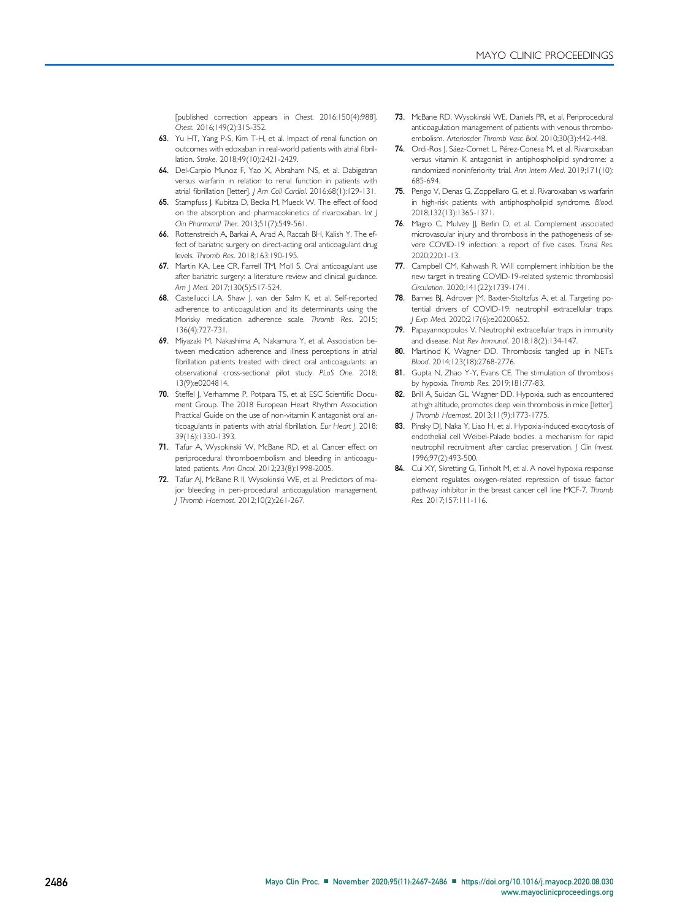[published correction appears in *Chest*. 2016;150(4):988]. *Chest*. 2016;149(2):315-352.

63. Yu HT, Yang P-S, Kim T-H, et al. Impact of renal function on outcomes with edoxaban in real-world patients with atrial fibrillation. *Stroke*. 2018;49(10):2421-2429.
64. Del-Carpio Munoz F, Yao X, Abraham NS, et al. Dabigatran versus warfarin in relation to renal function in patients with atrial fibrillation [letter]. *J Am Coll Cardiol*. 2016;68(1):129-131.
65. Stampfuss J, Kubitza D, Becka M, Mueck W. The effect of food on the absorption and pharmacokinetics of rivaroxaban. *Int J Clin Pharmacol Ther*. 2013;51(7):549-561.
66. Rottenstreich A, Barkai A, Arad A, Raccah BH, Kalish Y. The effect of bariatric surgery on direct-acting oral anticoagulant drug levels. *Thromb Res*. 2018;163:190-195.
67. Martin KA, Lee CR, Farrell TM, Moll S. Oral anticoagulant use after bariatric surgery: a literature review and clinical guidance. *Am J Med*. 2017;130(5):517-524.
68. Castellucci LA, Shaw J, van der Salm K, et al. Self-reported adherence to anticoagulation and its determinants using the Morisky medication adherence scale. *Thromb Res*. 2015;136(4):727-731.
69. Miyazaki M, Nakashima A, Nakamura Y, et al. Association between medication adherence and illness perceptions in atrial fibrillation patients treated with direct oral anticoagulants: an observational cross-sectional pilot study. *PLoS One*. 2018;13(9):e0204814.
70. Steffel J, Verhamme P, Potpara TS, et al; ESC Scientific Document Group. The 2018 European Heart Rhythm Association Practical Guide on the use of non-vitamin K antagonist oral anticoagulants in patients with atrial fibrillation. *Eur Heart J*. 2018;39(16):1330-1393.
71. Tafur A, Wysokinski W, McBane RD, et al. Cancer effect on periprocedural thromboembolism and bleeding in anticoagulated patients. *Ann Oncol*. 2012;23(8):1998-2005.
72. Tafur AJ, McBane R II, Wysokinski WE, et al. Predictors of major bleeding in peri-procedural anticoagulation management. *J Thromb Haemost*. 2012;10(2):261-267.
73. McBane RD, Wysokinski WE, Daniels PR, et al. Periprocedural anticoagulation management of patients with venous thromboembolism. *Arterioscler Thromb Vasc Biol*. 2010;30(3):442-448.
74. Ordi-Ros J, Sáez-Comet L, Pérez-Conesa M, et al. Rivaroxaban versus vitamin K antagonist in antiphospholipid syndrome: a randomized noninferiority trial. *Ann Intern Med*. 2019;171(10):685-694.
75. Pengo V, Denas G, Zoppellaro G, et al. Rivaroxaban vs warfarin in high-risk patients with antiphospholipid syndrome. *Blood*. 2018;132(13):1365-1371.
76. Magro C, Mulvey JJ, Berlin D, et al. Complement associated microvascular injury and thrombosis in the pathogenesis of severe COVID-19 infection: a report of five cases. *Transl Res*. 2020;220:1-13.
77. Campbell CM, Kahwash R. Will complement inhibition be the new target in treating COVID-19-related systemic thrombosis? *Circulation*. 2020;141(22):1739-1741.
78. Barnes BJ, Adrover JM, Baxter-Stoltzfus A, et al. Targeting potential drivers of COVID-19: neutrophil extracellular traps. *J Exp Med*. 2020;217(6):e20200652.
79. Papayannopoulos V. Neutrophil extracellular traps in immunity and disease. *Nat Rev Immunol*. 2018;18(2):134-147.
80. Martinod K, Wagner DD. Thrombosis: tangled up in NETs. *Blood*. 2014;123(18):2768-2776.
81. Gupta N, Zhao Y-Y, Evans CE. The stimulation of thrombosis by hypoxia. *Thromb Res*. 2019;181:77-83.
82. Brill A, Suidan GL, Wagner DD. Hypoxia, such as encountered at high altitude, promotes deep vein thrombosis in mice [letter]. *J Thromb Haemost*. 2013;11(9):1773-1775.
83. Pinsky DJ, Naka Y, Liao H, et al. Hypoxia-induced exocytosis of endothelial cell Weibel-Palade bodies. a mechanism for rapid neutrophil recruitment after cardiac preservation. *J Clin Invest*. 1996;97(2):493-500.
84. Cui XY, Skretting G, Tinholt M, et al. A novel hypoxia response element regulates oxygen-related repression of tissue factor pathway inhibitor in the breast cancer cell line MCF-7. *Thromb Res*. 2017;157:111-116.